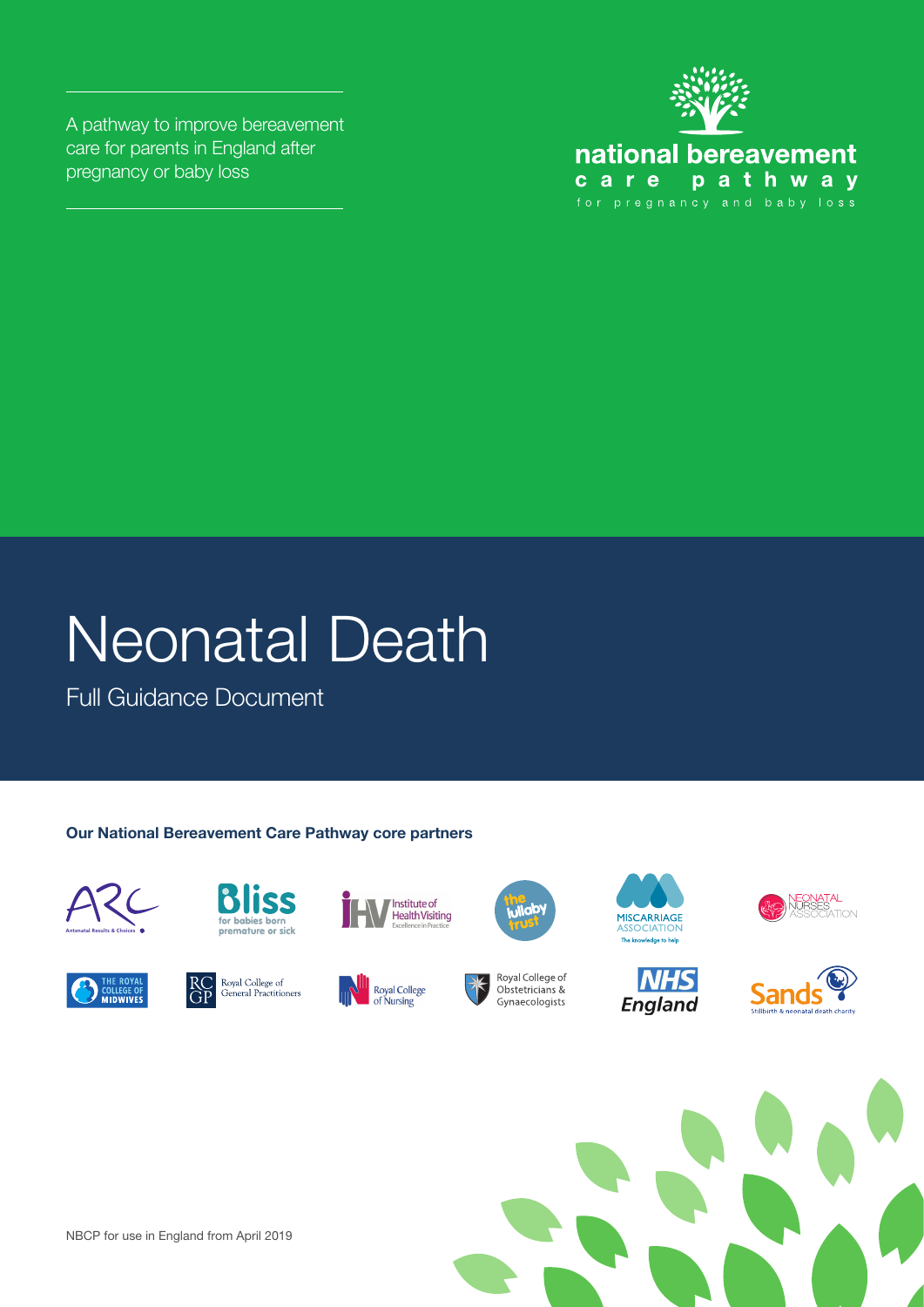A pathway to improve bereavement care for parents in England after pregnancy or baby loss

national bereavement care pathway for pregnancy and baby loss

# Neonatal Death

## Full Guidance Document

**Our National Bereavement Care Pathway core partners**

ARC Antenatal Results & Choices

Bliss for babies born premature or sick

Institute of Health Visiting Excellence in Practice

the lullaby trust

Miscarriage Association The knowledge to help

Neonatal Nurses Association

The Royal College of Midwives

Royal College of General Practitioners

Royal College of Nursing

Royal College of Obstetricians & Gynaecologists

NHS England

Sands Stillbirth & neonatal death charity

NBCP for use in England from April 2019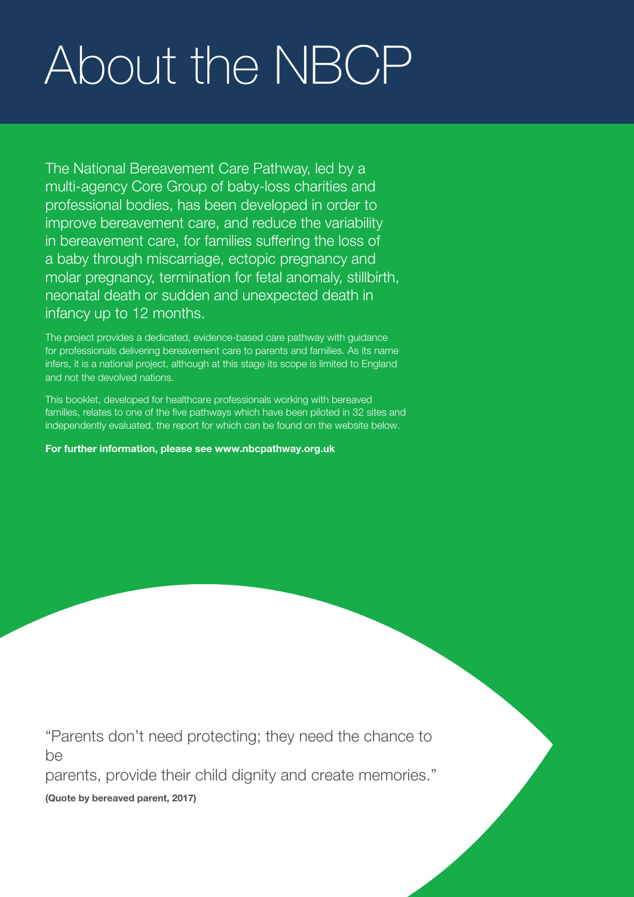# About the NBCP

The National Bereavement Care Pathway, led by a multi-agency Core Group of baby-loss charities and professional bodies, has been developed in order to improve bereavement care, and reduce the variability in bereavement care, for families suffering the loss of a baby through miscarriage, ectopic pregnancy and molar pregnancy, termination for fetal anomaly, stillbirth, neonatal death or sudden and unexpected death in infancy up to 12 months.

The project provides a dedicated, evidence-based care pathway with guidance for professionals delivering bereavement care to parents and families. As its name infers, it is a national project, although at this stage its scope is limited to England and not the devolved nations.

This booklet, developed for healthcare professionals working with bereaved families, relates to one of the five pathways which have been piloted in 32 sites and independently evaluated, the report for which can be found on the website below.

**For further information, please see www.nbcpathway.org.uk**

"Parents don't need protecting; they need the chance to be parents, provide their child dignity and create memories."

**(Quote by bereaved parent, 2017)**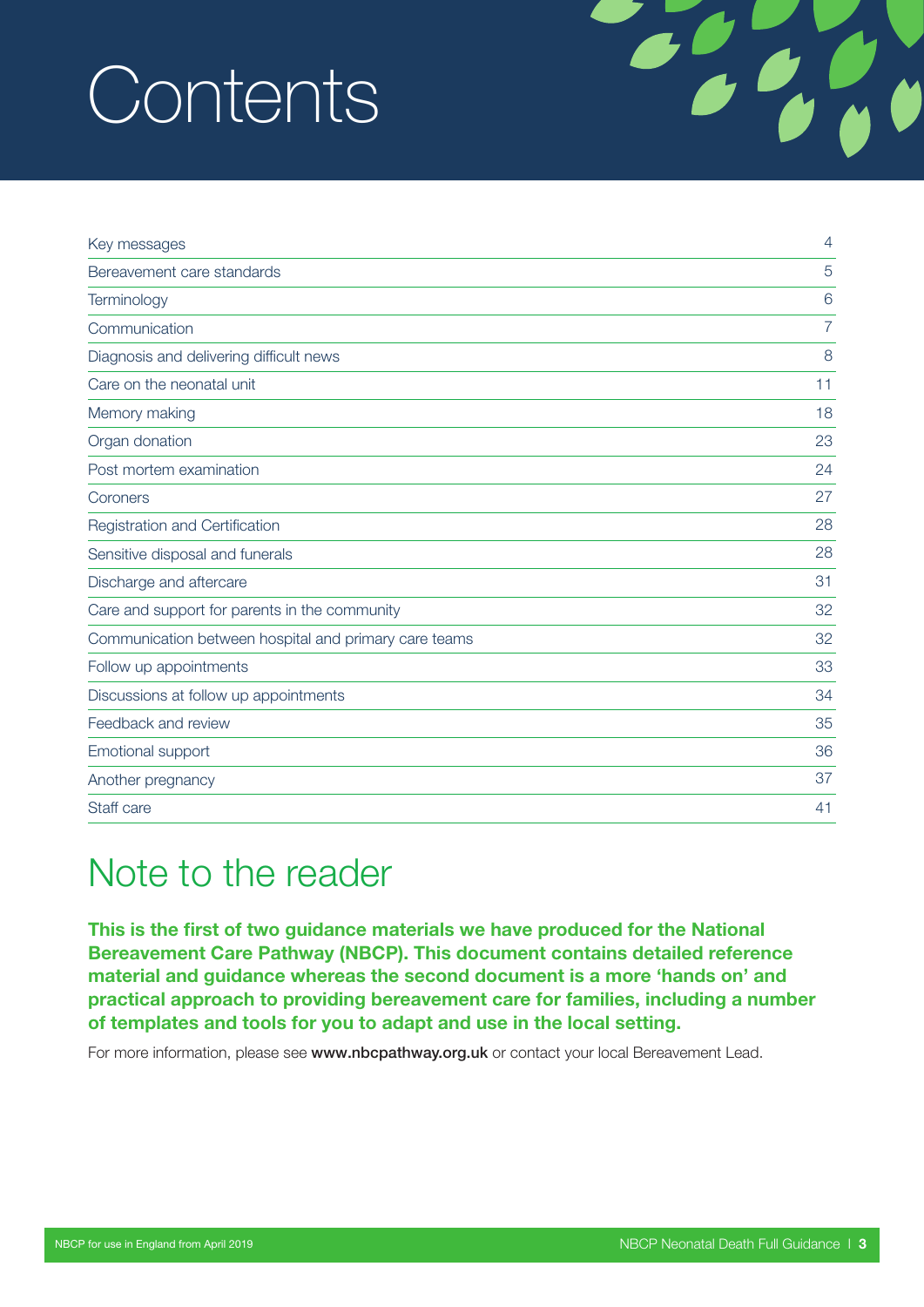# Contents

| | |
|---|---|
| Key messages | 4 |
| Bereavement care standards | 5 |
| Terminology | 6 |
| Communication | 7 |
| Diagnosis and delivering difficult news | 8 |
| Care on the neonatal unit | 11 |
| Memory making | 18 |
| Organ donation | 23 |
| Post mortem examination | 24 |
| Coroners | 27 |
| Registration and Certification | 28 |
| Sensitive disposal and funerals | 28 |
| Discharge and aftercare | 31 |
| Care and support for parents in the community | 32 |
| Communication between hospital and primary care teams | 32 |
| Follow up appointments | 33 |
| Discussions at follow up appointments | 34 |
| Feedback and review | 35 |
| Emotional support | 36 |
| Another pregnancy | 37 |
| Staff care | 41 |

# Note to the reader

**This is the first of two guidance materials we have produced for the National Bereavement Care Pathway (NBCP). This document contains detailed reference material and guidance whereas the second document is a more 'hands on' and practical approach to providing bereavement care for families, including a number of templates and tools for you to adapt and use in the local setting.**

For more information, please see **www.nbcpathway.org.uk** or contact your local Bereavement Lead.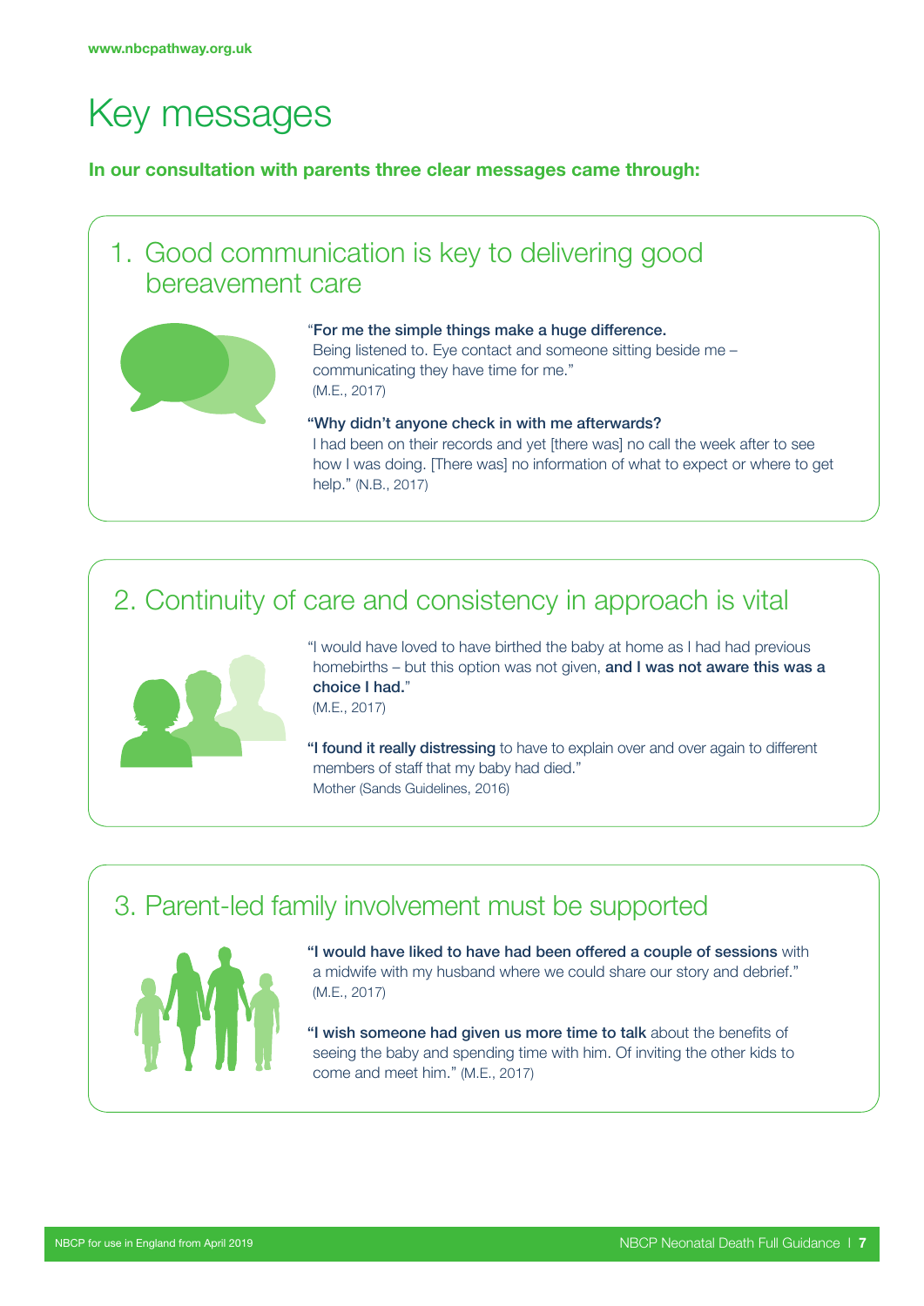# Key messages

**In our consultation with parents three clear messages came through:**

## 1. Good communication is key to delivering good bereavement care

"**For me the simple things make a huge difference.** Being listened to. Eye contact and someone sitting beside me – communicating they have time for me." (M.E., 2017)

"**Why didn't anyone check in with me afterwards?** I had been on their records and yet [there was] no call the week after to see how I was doing. [There was] no information of what to expect or where to get help." (N.B., 2017)

## 2. Continuity of care and consistency in approach is vital

"I would have loved to have birthed the baby at home as I had had previous homebirths – but this option was not given, **and I was not aware this was a choice I had.**" (M.E., 2017)

"**I found it really distressing** to have to explain over and over again to different members of staff that my baby had died." Mother (Sands Guidelines, 2016)

## 3. Parent-led family involvement must be supported

"**I would have liked to have had been offered a couple of sessions** with a midwife with my husband where we could share our story and debrief." (M.E., 2017)

"**I wish someone had given us more time to talk** about the benefits of seeing the baby and spending time with him. Of inviting the other kids to come and meet him." (M.E., 2017)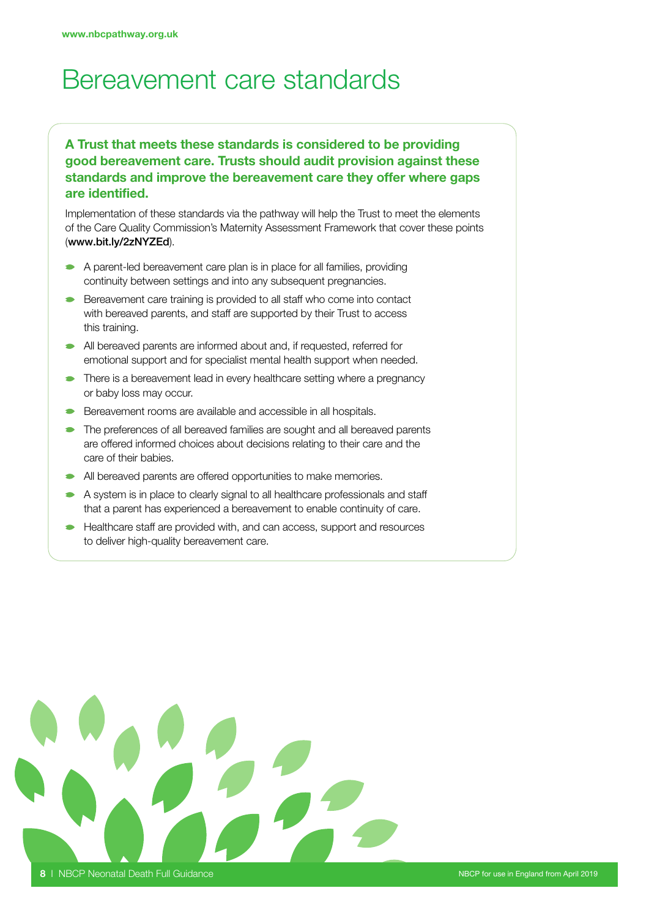# Bereavement care standards

**A Trust that meets these standards is considered to be providing good bereavement care. Trusts should audit provision against these standards and improve the bereavement care they offer where gaps are identified.**

Implementation of these standards via the pathway will help the Trust to meet the elements of the Care Quality Commission's Maternity Assessment Framework that cover these points (**www.bit.ly/2zNYZEd**).

- A parent-led bereavement care plan is in place for all families, providing continuity between settings and into any subsequent pregnancies.
- Bereavement care training is provided to all staff who come into contact with bereaved parents, and staff are supported by their Trust to access this training.
- All bereaved parents are informed about and, if requested, referred for emotional support and for specialist mental health support when needed.
- There is a bereavement lead in every healthcare setting where a pregnancy or baby loss may occur.
- Bereavement rooms are available and accessible in all hospitals.
- The preferences of all bereaved families are sought and all bereaved parents are offered informed choices about decisions relating to their care and the care of their babies.
- All bereaved parents are offered opportunities to make memories.
- A system is in place to clearly signal to all healthcare professionals and staff that a parent has experienced a bereavement to enable continuity of care.
- Healthcare staff are provided with, and can access, support and resources to deliver high-quality bereavement care.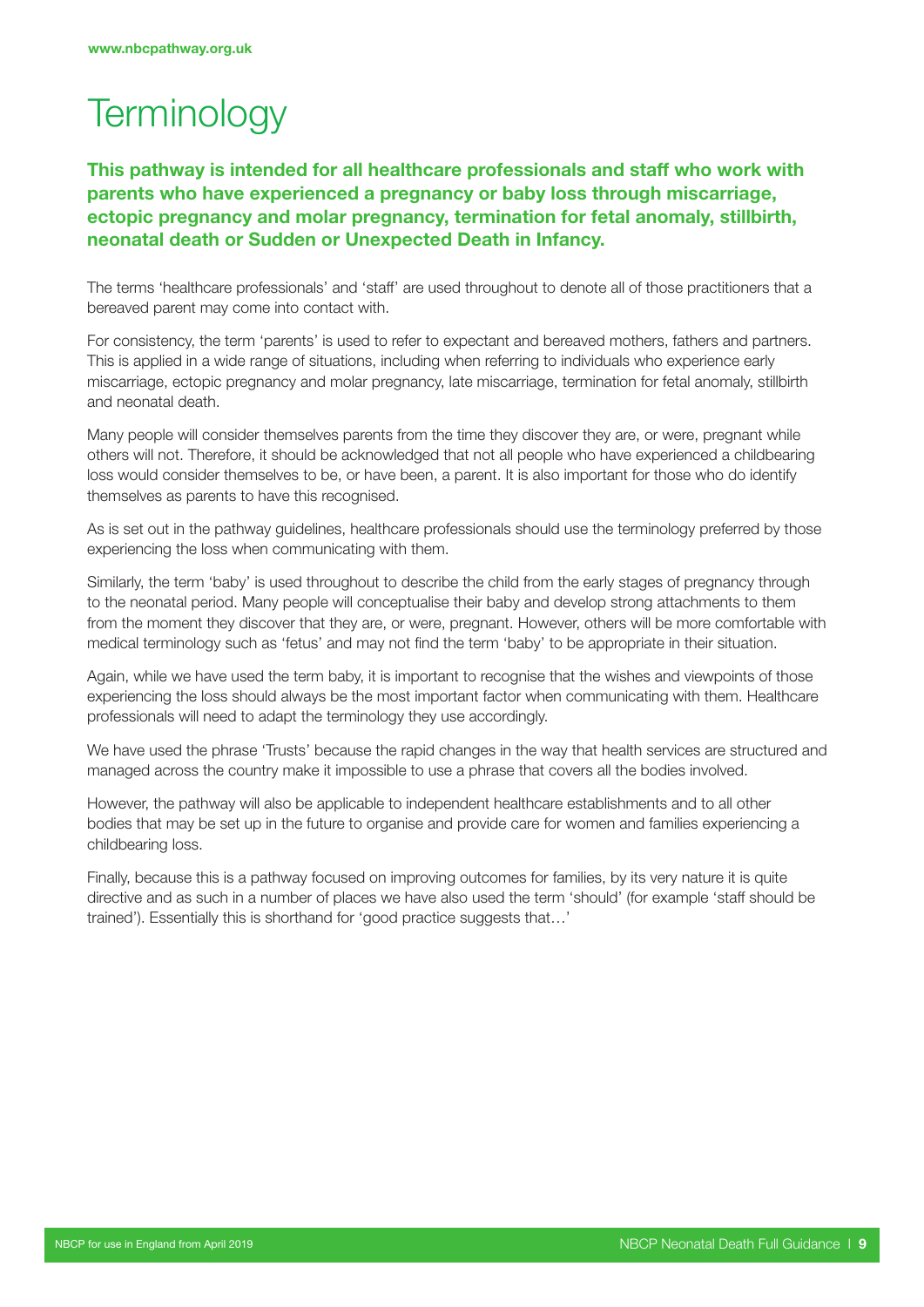# Terminology

**This pathway is intended for all healthcare professionals and staff who work with parents who have experienced a pregnancy or baby loss through miscarriage, ectopic pregnancy and molar pregnancy, termination for fetal anomaly, stillbirth, neonatal death or Sudden or Unexpected Death in Infancy.**

The terms 'healthcare professionals' and 'staff' are used throughout to denote all of those practitioners that a bereaved parent may come into contact with.

For consistency, the term 'parents' is used to refer to expectant and bereaved mothers, fathers and partners. This is applied in a wide range of situations, including when referring to individuals who experience early miscarriage, ectopic pregnancy and molar pregnancy, late miscarriage, termination for fetal anomaly, stillbirth and neonatal death.

Many people will consider themselves parents from the time they discover they are, or were, pregnant while others will not. Therefore, it should be acknowledged that not all people who have experienced a childbearing loss would consider themselves to be, or have been, a parent. It is also important for those who do identify themselves as parents to have this recognised.

As is set out in the pathway guidelines, healthcare professionals should use the terminology preferred by those experiencing the loss when communicating with them.

Similarly, the term 'baby' is used throughout to describe the child from the early stages of pregnancy through to the neonatal period. Many people will conceptualise their baby and develop strong attachments to them from the moment they discover that they are, or were, pregnant. However, others will be more comfortable with medical terminology such as 'fetus' and may not find the term 'baby' to be appropriate in their situation.

Again, while we have used the term baby, it is important to recognise that the wishes and viewpoints of those experiencing the loss should always be the most important factor when communicating with them. Healthcare professionals will need to adapt the terminology they use accordingly.

We have used the phrase 'Trusts' because the rapid changes in the way that health services are structured and managed across the country make it impossible to use a phrase that covers all the bodies involved.

However, the pathway will also be applicable to independent healthcare establishments and to all other bodies that may be set up in the future to organise and provide care for women and families experiencing a childbearing loss.

Finally, because this is a pathway focused on improving outcomes for families, by its very nature it is quite directive and as such in a number of places we have also used the term 'should' (for example 'staff should be trained'). Essentially this is shorthand for 'good practice suggests that…'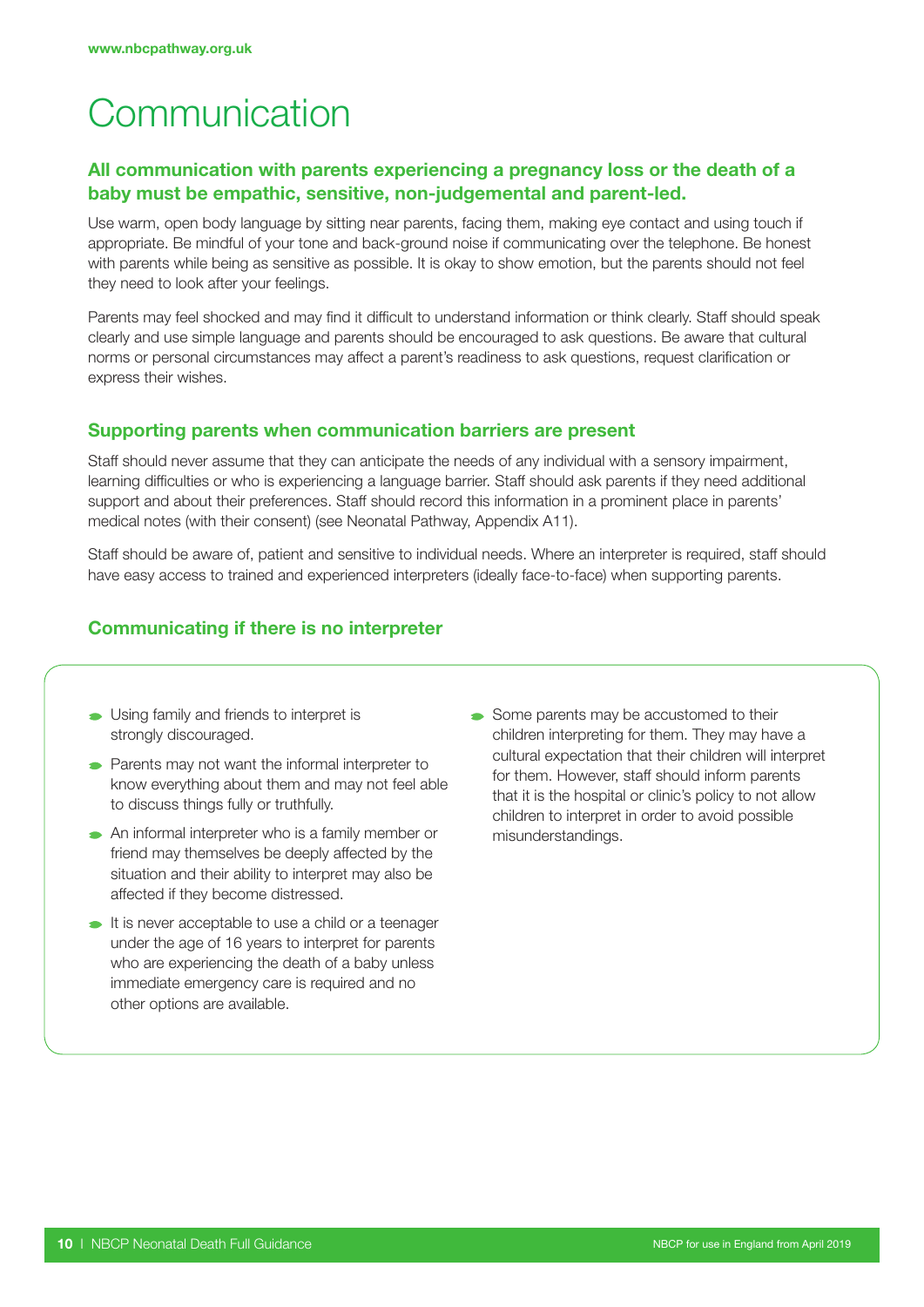# Communication

**All communication with parents experiencing a pregnancy loss or the death of a baby must be empathic, sensitive, non-judgemental and parent-led.**

Use warm, open body language by sitting near parents, facing them, making eye contact and using touch if appropriate. Be mindful of your tone and back-ground noise if communicating over the telephone. Be honest with parents while being as sensitive as possible. It is okay to show emotion, but the parents should not feel they need to look after your feelings.

Parents may feel shocked and may find it difficult to understand information or think clearly. Staff should speak clearly and use simple language and parents should be encouraged to ask questions. Be aware that cultural norms or personal circumstances may affect a parent's readiness to ask questions, request clarification or express their wishes.

## Supporting parents when communication barriers are present

Staff should never assume that they can anticipate the needs of any individual with a sensory impairment, learning difficulties or who is experiencing a language barrier. Staff should ask parents if they need additional support and about their preferences. Staff should record this information in a prominent place in parents' medical notes (with their consent) (see Neonatal Pathway, Appendix A11).

Staff should be aware of, patient and sensitive to individual needs. Where an interpreter is required, staff should have easy access to trained and experienced interpreters (ideally face-to-face) when supporting parents.

## Communicating if there is no interpreter

- Using family and friends to interpret is strongly discouraged.
- Parents may not want the informal interpreter to know everything about them and may not feel able to discuss things fully or truthfully.
- An informal interpreter who is a family member or friend may themselves be deeply affected by the situation and their ability to interpret may also be affected if they become distressed.
- It is never acceptable to use a child or a teenager under the age of 16 years to interpret for parents who are experiencing the death of a baby unless immediate emergency care is required and no other options are available.
- Some parents may be accustomed to their children interpreting for them. They may have a cultural expectation that their children will interpret for them. However, staff should inform parents that it is the hospital or clinic's policy to not allow children to interpret in order to avoid possible misunderstandings.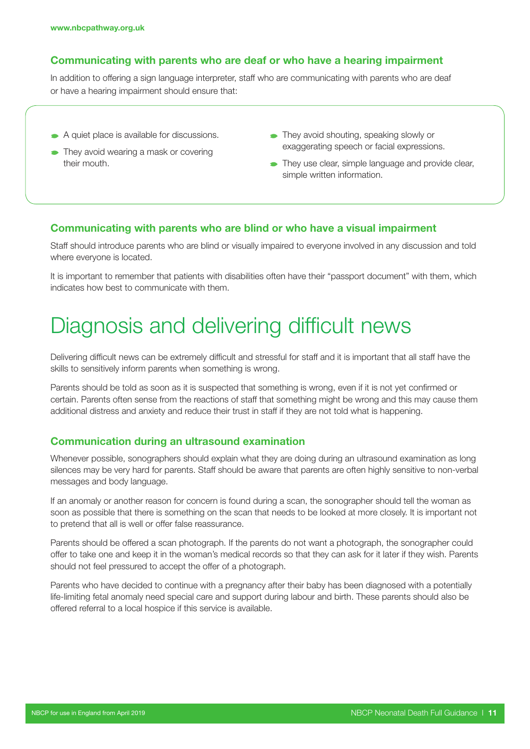### Communicating with parents who are deaf or who have a hearing impairment

In addition to offering a sign language interpreter, staff who are communicating with parents who are deaf or have a hearing impairment should ensure that:

- A quiet place is available for discussions.
- They avoid wearing a mask or covering their mouth.
- They avoid shouting, speaking slowly or exaggerating speech or facial expressions.
- They use clear, simple language and provide clear, simple written information.

### Communicating with parents who are blind or who have a visual impairment

Staff should introduce parents who are blind or visually impaired to everyone involved in any discussion and told where everyone is located.

It is important to remember that patients with disabilities often have their "passport document" with them, which indicates how best to communicate with them.

# Diagnosis and delivering difficult news

Delivering difficult news can be extremely difficult and stressful for staff and it is important that all staff have the skills to sensitively inform parents when something is wrong.

Parents should be told as soon as it is suspected that something is wrong, even if it is not yet confirmed or certain. Parents often sense from the reactions of staff that something might be wrong and this may cause them additional distress and anxiety and reduce their trust in staff if they are not told what is happening.

### Communication during an ultrasound examination

Whenever possible, sonographers should explain what they are doing during an ultrasound examination as long silences may be very hard for parents. Staff should be aware that parents are often highly sensitive to non-verbal messages and body language.

If an anomaly or another reason for concern is found during a scan, the sonographer should tell the woman as soon as possible that there is something on the scan that needs to be looked at more closely. It is important not to pretend that all is well or offer false reassurance.

Parents should be offered a scan photograph. If the parents do not want a photograph, the sonographer could offer to take one and keep it in the woman's medical records so that they can ask for it later if they wish. Parents should not feel pressured to accept the offer of a photograph.

Parents who have decided to continue with a pregnancy after their baby has been diagnosed with a potentially life-limiting fetal anomaly need special care and support during labour and birth. These parents should also be offered referral to a local hospice if this service is available.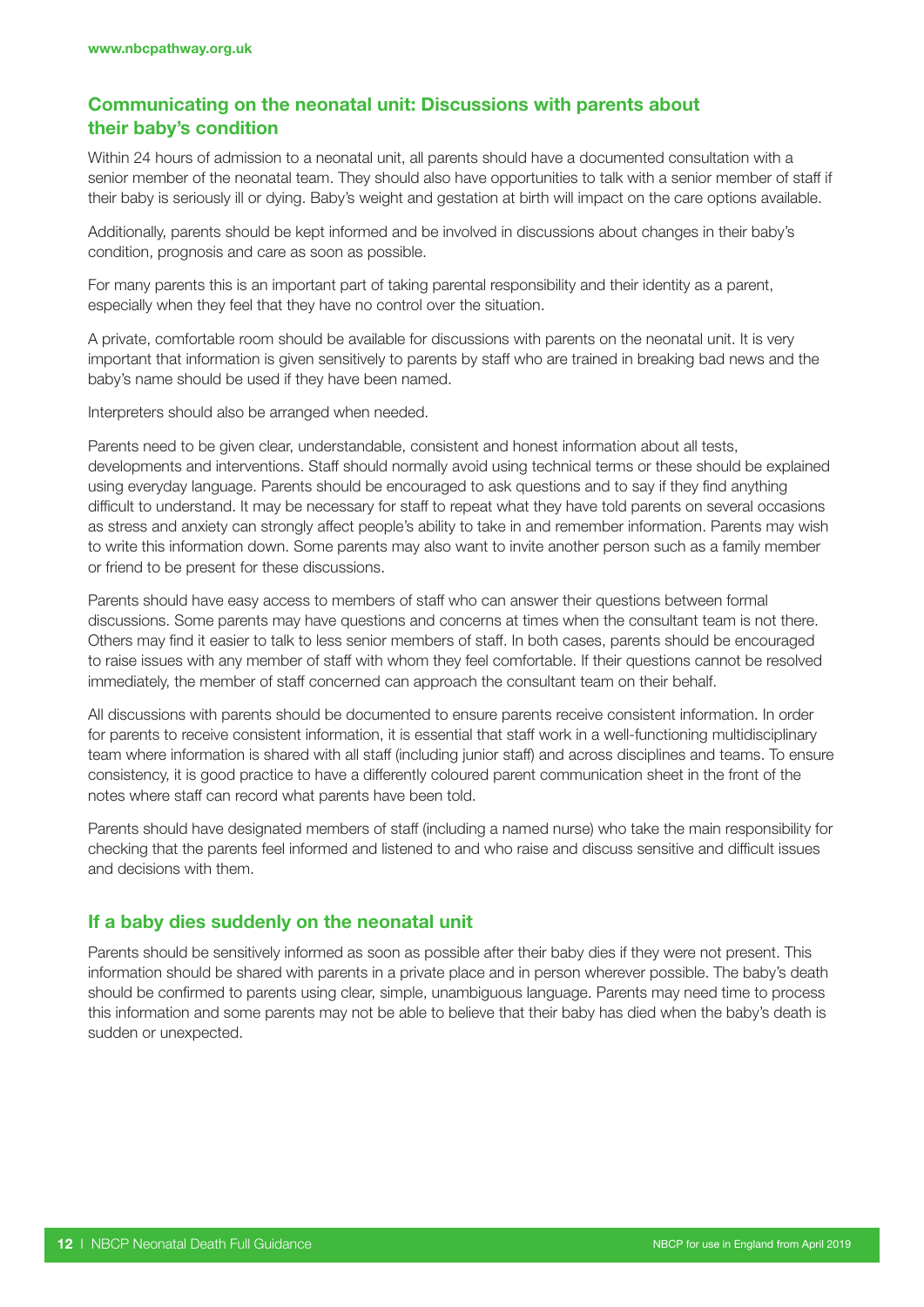## Communicating on the neonatal unit: Discussions with parents about their baby's condition

Within 24 hours of admission to a neonatal unit, all parents should have a documented consultation with a senior member of the neonatal team. They should also have opportunities to talk with a senior member of staff if their baby is seriously ill or dying. Baby's weight and gestation at birth will impact on the care options available.

Additionally, parents should be kept informed and be involved in discussions about changes in their baby's condition, prognosis and care as soon as possible.

For many parents this is an important part of taking parental responsibility and their identity as a parent, especially when they feel that they have no control over the situation.

A private, comfortable room should be available for discussions with parents on the neonatal unit. It is very important that information is given sensitively to parents by staff who are trained in breaking bad news and the baby's name should be used if they have been named.

Interpreters should also be arranged when needed.

Parents need to be given clear, understandable, consistent and honest information about all tests, developments and interventions. Staff should normally avoid using technical terms or these should be explained using everyday language. Parents should be encouraged to ask questions and to say if they find anything difficult to understand. It may be necessary for staff to repeat what they have told parents on several occasions as stress and anxiety can strongly affect people's ability to take in and remember information. Parents may wish to write this information down. Some parents may also want to invite another person such as a family member or friend to be present for these discussions.

Parents should have easy access to members of staff who can answer their questions between formal discussions. Some parents may have questions and concerns at times when the consultant team is not there. Others may find it easier to talk to less senior members of staff. In both cases, parents should be encouraged to raise issues with any member of staff with whom they feel comfortable. If their questions cannot be resolved immediately, the member of staff concerned can approach the consultant team on their behalf.

All discussions with parents should be documented to ensure parents receive consistent information. In order for parents to receive consistent information, it is essential that staff work in a well-functioning multidisciplinary team where information is shared with all staff (including junior staff) and across disciplines and teams. To ensure consistency, it is good practice to have a differently coloured parent communication sheet in the front of the notes where staff can record what parents have been told.

Parents should have designated members of staff (including a named nurse) who take the main responsibility for checking that the parents feel informed and listened to and who raise and discuss sensitive and difficult issues and decisions with them.

## If a baby dies suddenly on the neonatal unit

Parents should be sensitively informed as soon as possible after their baby dies if they were not present. This information should be shared with parents in a private place and in person wherever possible. The baby's death should be confirmed to parents using clear, simple, unambiguous language. Parents may need time to process this information and some parents may not be able to believe that their baby has died when the baby's death is sudden or unexpected.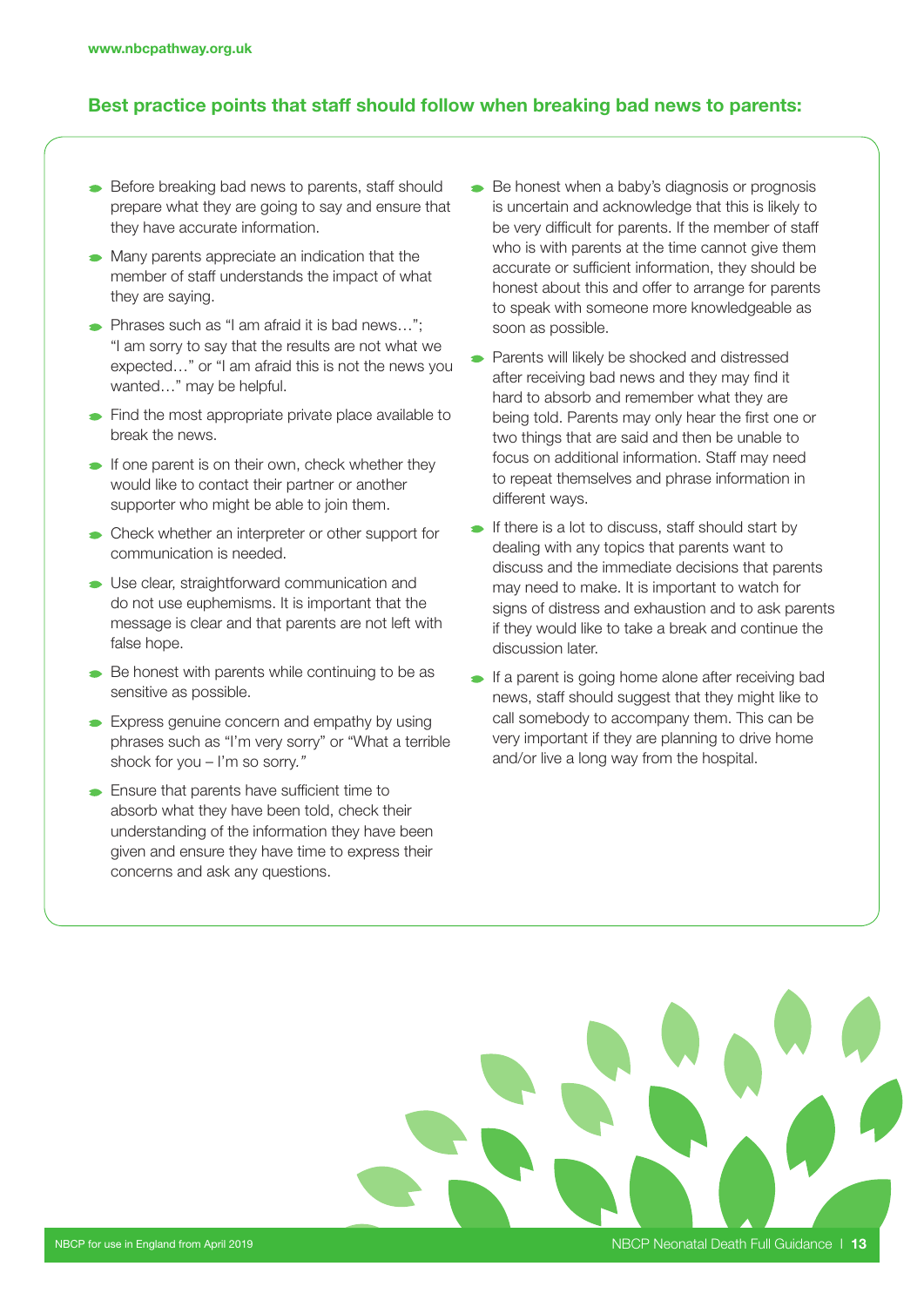## Best practice points that staff should follow when breaking bad news to parents:

- Before breaking bad news to parents, staff should prepare what they are going to say and ensure that they have accurate information.
- Many parents appreciate an indication that the member of staff understands the impact of what they are saying.
- Phrases such as "I am afraid it is bad news…"; "I am sorry to say that the results are not what we expected…" or "I am afraid this is not the news you wanted…" may be helpful.
- Find the most appropriate private place available to break the news.
- If one parent is on their own, check whether they would like to contact their partner or another supporter who might be able to join them.
- Check whether an interpreter or other support for communication is needed.
- Use clear, straightforward communication and do not use euphemisms. It is important that the message is clear and that parents are not left with false hope.
- Be honest with parents while continuing to be as sensitive as possible.
- Express genuine concern and empathy by using phrases such as "I'm very sorry" or "What a terrible shock for you – I'm so sorry."
- Ensure that parents have sufficient time to absorb what they have been told, check their understanding of the information they have been given and ensure they have time to express their concerns and ask any questions.
- Be honest when a baby's diagnosis or prognosis is uncertain and acknowledge that this is likely to be very difficult for parents. If the member of staff who is with parents at the time cannot give them accurate or sufficient information, they should be honest about this and offer to arrange for parents to speak with someone more knowledgeable as soon as possible.
- Parents will likely be shocked and distressed after receiving bad news and they may find it hard to absorb and remember what they are being told. Parents may only hear the first one or two things that are said and then be unable to focus on additional information. Staff may need to repeat themselves and phrase information in different ways.
- If there is a lot to discuss, staff should start by dealing with any topics that parents want to discuss and the immediate decisions that parents may need to make. It is important to watch for signs of distress and exhaustion and to ask parents if they would like to take a break and continue the discussion later.
- If a parent is going home alone after receiving bad news, staff should suggest that they might like to call somebody to accompany them. This can be very important if they are planning to drive home and/or live a long way from the hospital.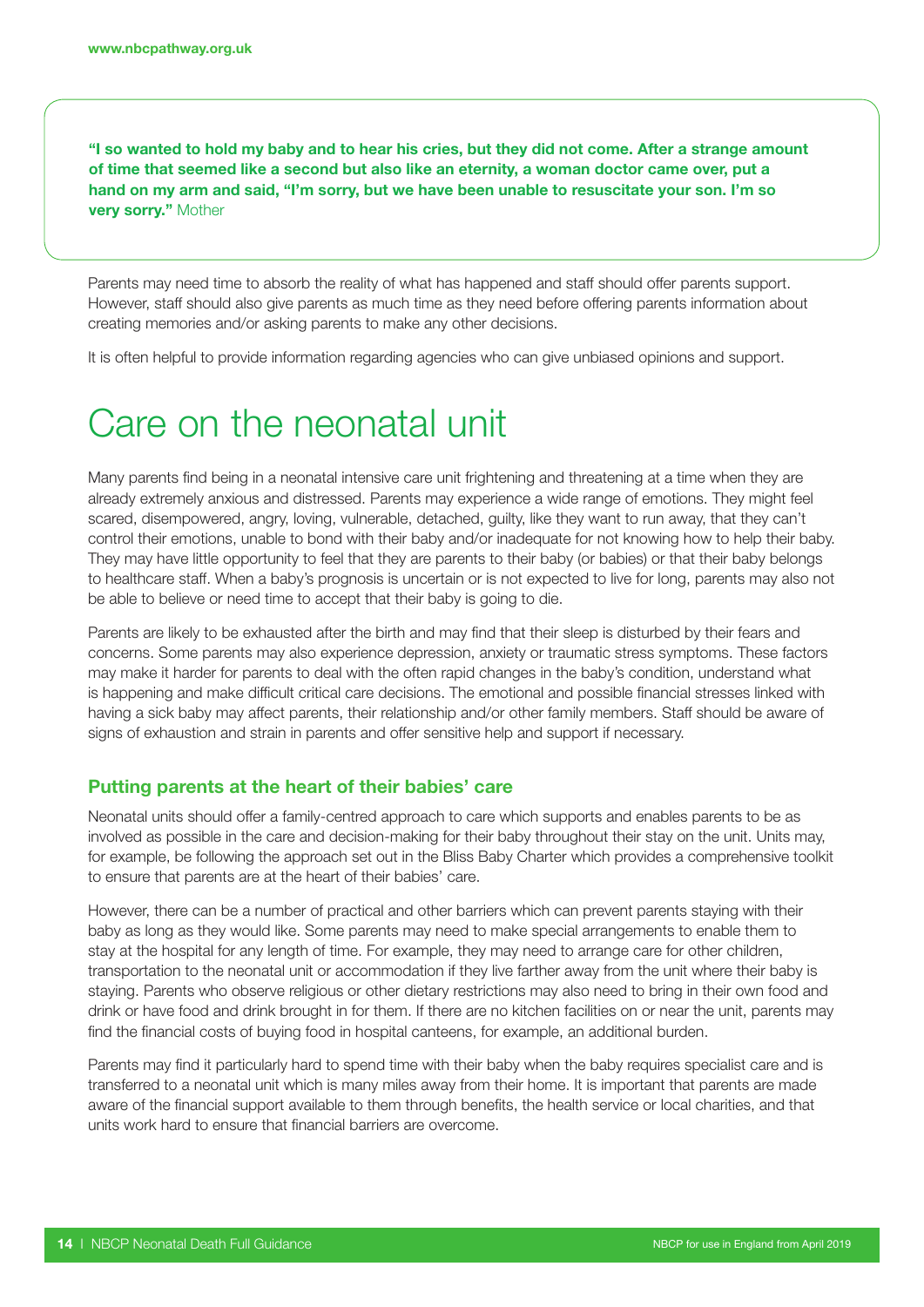**"I so wanted to hold my baby and to hear his cries, but they did not come. After a strange amount of time that seemed like a second but also like an eternity, a woman doctor came over, put a hand on my arm and said, "I'm sorry, but we have been unable to resuscitate your son. I'm so very sorry."** Mother

Parents may need time to absorb the reality of what has happened and staff should offer parents support. However, staff should also give parents as much time as they need before offering parents information about creating memories and/or asking parents to make any other decisions.

It is often helpful to provide information regarding agencies who can give unbiased opinions and support.

# Care on the neonatal unit

Many parents find being in a neonatal intensive care unit frightening and threatening at a time when they are already extremely anxious and distressed. Parents may experience a wide range of emotions. They might feel scared, disempowered, angry, loving, vulnerable, detached, guilty, like they want to run away, that they can't control their emotions, unable to bond with their baby and/or inadequate for not knowing how to help their baby. They may have little opportunity to feel that they are parents to their baby (or babies) or that their baby belongs to healthcare staff. When a baby's prognosis is uncertain or is not expected to live for long, parents may also not be able to believe or need time to accept that their baby is going to die.

Parents are likely to be exhausted after the birth and may find that their sleep is disturbed by their fears and concerns. Some parents may also experience depression, anxiety or traumatic stress symptoms. These factors may make it harder for parents to deal with the often rapid changes in the baby's condition, understand what is happening and make difficult critical care decisions. The emotional and possible financial stresses linked with having a sick baby may affect parents, their relationship and/or other family members. Staff should be aware of signs of exhaustion and strain in parents and offer sensitive help and support if necessary.

## Putting parents at the heart of their babies' care

Neonatal units should offer a family-centred approach to care which supports and enables parents to be as involved as possible in the care and decision-making for their baby throughout their stay on the unit. Units may, for example, be following the approach set out in the Bliss Baby Charter which provides a comprehensive toolkit to ensure that parents are at the heart of their babies' care.

However, there can be a number of practical and other barriers which can prevent parents staying with their baby as long as they would like. Some parents may need to make special arrangements to enable them to stay at the hospital for any length of time. For example, they may need to arrange care for other children, transportation to the neonatal unit or accommodation if they live farther away from the unit where their baby is staying. Parents who observe religious or other dietary restrictions may also need to bring in their own food and drink or have food and drink brought in for them. If there are no kitchen facilities on or near the unit, parents may find the financial costs of buying food in hospital canteens, for example, an additional burden.

Parents may find it particularly hard to spend time with their baby when the baby requires specialist care and is transferred to a neonatal unit which is many miles away from their home. It is important that parents are made aware of the financial support available to them through benefits, the health service or local charities, and that units work hard to ensure that financial barriers are overcome.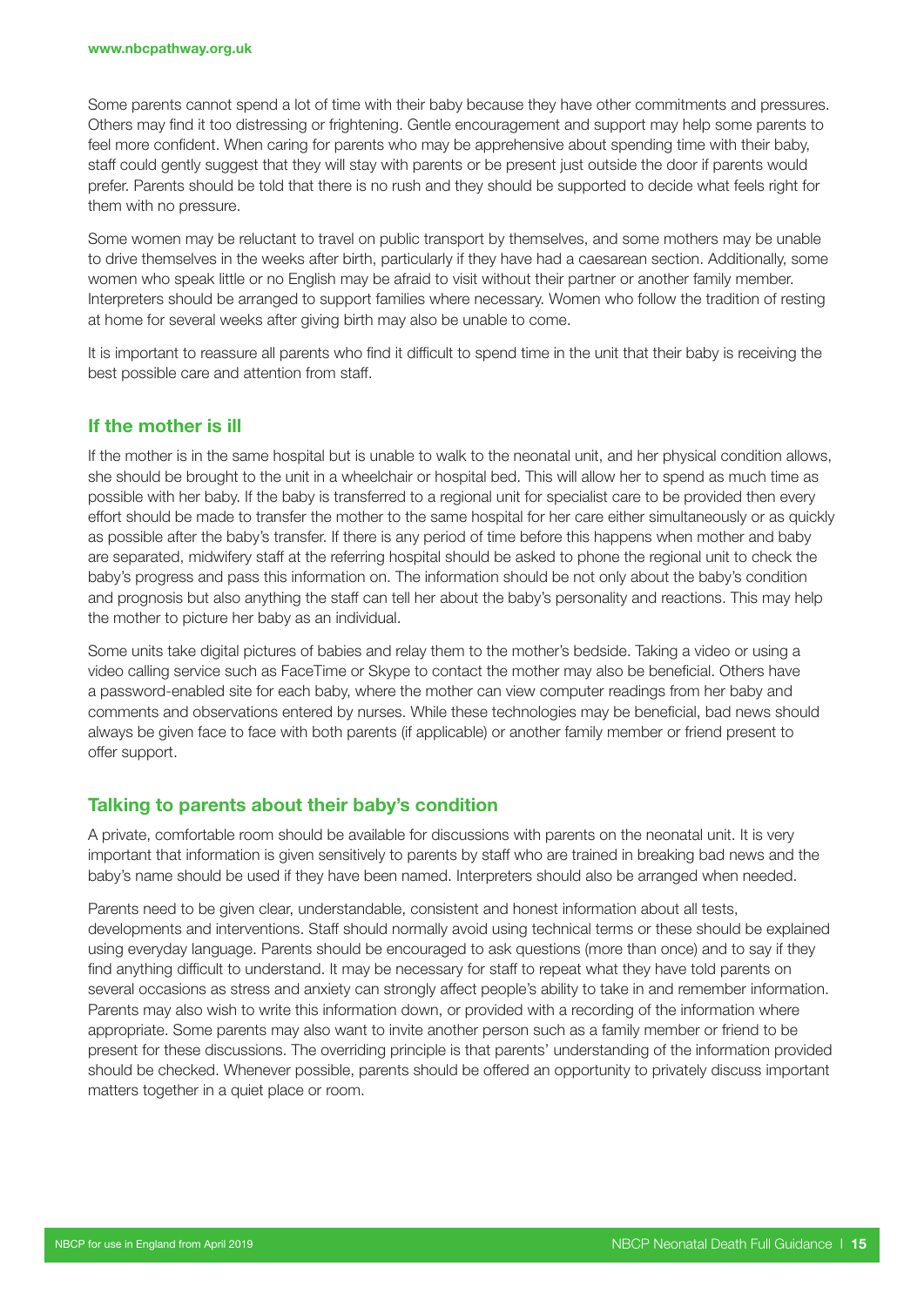Some parents cannot spend a lot of time with their baby because they have other commitments and pressures. Others may find it too distressing or frightening. Gentle encouragement and support may help some parents to feel more confident. When caring for parents who may be apprehensive about spending time with their baby, staff could gently suggest that they will stay with parents or be present just outside the door if parents would prefer. Parents should be told that there is no rush and they should be supported to decide what feels right for them with no pressure.

Some women may be reluctant to travel on public transport by themselves, and some mothers may be unable to drive themselves in the weeks after birth, particularly if they have had a caesarean section. Additionally, some women who speak little or no English may be afraid to visit without their partner or another family member. Interpreters should be arranged to support families where necessary. Women who follow the tradition of resting at home for several weeks after giving birth may also be unable to come.

It is important to reassure all parents who find it difficult to spend time in the unit that their baby is receiving the best possible care and attention from staff.

## If the mother is ill

If the mother is in the same hospital but is unable to walk to the neonatal unit, and her physical condition allows, she should be brought to the unit in a wheelchair or hospital bed. This will allow her to spend as much time as possible with her baby. If the baby is transferred to a regional unit for specialist care to be provided then every effort should be made to transfer the mother to the same hospital for her care either simultaneously or as quickly as possible after the baby's transfer. If there is any period of time before this happens when mother and baby are separated, midwifery staff at the referring hospital should be asked to phone the regional unit to check the baby's progress and pass this information on. The information should be not only about the baby's condition and prognosis but also anything the staff can tell her about the baby's personality and reactions. This may help the mother to picture her baby as an individual.

Some units take digital pictures of babies and relay them to the mother's bedside. Taking a video or using a video calling service such as FaceTime or Skype to contact the mother may also be beneficial. Others have a password-enabled site for each baby, where the mother can view computer readings from her baby and comments and observations entered by nurses. While these technologies may be beneficial, bad news should always be given face to face with both parents (if applicable) or another family member or friend present to offer support.

## Talking to parents about their baby's condition

A private, comfortable room should be available for discussions with parents on the neonatal unit. It is very important that information is given sensitively to parents by staff who are trained in breaking bad news and the baby's name should be used if they have been named. Interpreters should also be arranged when needed.

Parents need to be given clear, understandable, consistent and honest information about all tests, developments and interventions. Staff should normally avoid using technical terms or these should be explained using everyday language. Parents should be encouraged to ask questions (more than once) and to say if they find anything difficult to understand. It may be necessary for staff to repeat what they have told parents on several occasions as stress and anxiety can strongly affect people's ability to take in and remember information. Parents may also wish to write this information down, or provided with a recording of the information where appropriate. Some parents may also want to invite another person such as a family member or friend to be present for these discussions. The overriding principle is that parents' understanding of the information provided should be checked. Whenever possible, parents should be offered an opportunity to privately discuss important matters together in a quiet place or room.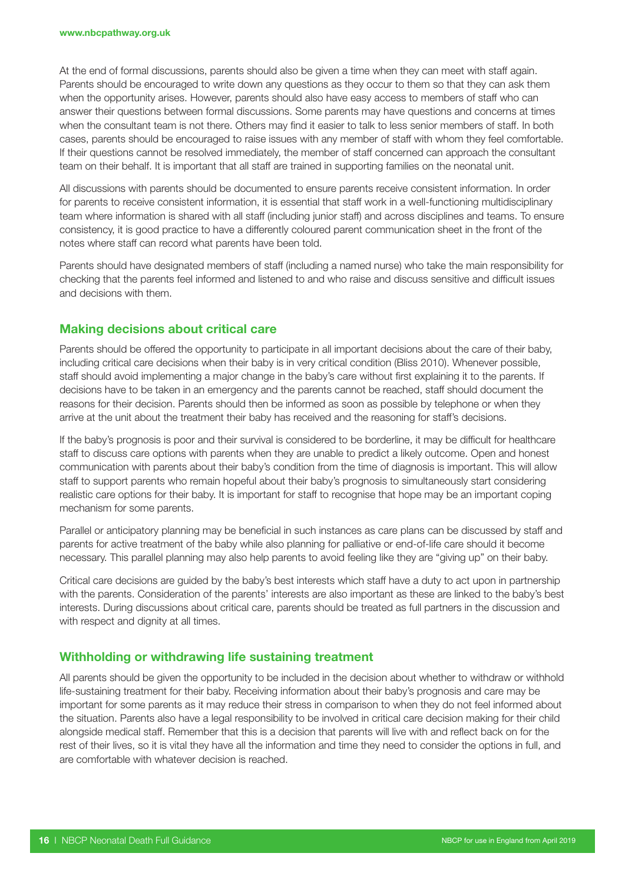At the end of formal discussions, parents should also be given a time when they can meet with staff again. Parents should be encouraged to write down any questions as they occur to them so that they can ask them when the opportunity arises. However, parents should also have easy access to members of staff who can answer their questions between formal discussions. Some parents may have questions and concerns at times when the consultant team is not there. Others may find it easier to talk to less senior members of staff. In both cases, parents should be encouraged to raise issues with any member of staff with whom they feel comfortable. If their questions cannot be resolved immediately, the member of staff concerned can approach the consultant team on their behalf. It is important that all staff are trained in supporting families on the neonatal unit.

All discussions with parents should be documented to ensure parents receive consistent information. In order for parents to receive consistent information, it is essential that staff work in a well-functioning multidisciplinary team where information is shared with all staff (including junior staff) and across disciplines and teams. To ensure consistency, it is good practice to have a differently coloured parent communication sheet in the front of the notes where staff can record what parents have been told.

Parents should have designated members of staff (including a named nurse) who take the main responsibility for checking that the parents feel informed and listened to and who raise and discuss sensitive and difficult issues and decisions with them.

## Making decisions about critical care

Parents should be offered the opportunity to participate in all important decisions about the care of their baby, including critical care decisions when their baby is in very critical condition (Bliss 2010). Whenever possible, staff should avoid implementing a major change in the baby's care without first explaining it to the parents. If decisions have to be taken in an emergency and the parents cannot be reached, staff should document the reasons for their decision. Parents should then be informed as soon as possible by telephone or when they arrive at the unit about the treatment their baby has received and the reasoning for staff's decisions.

If the baby's prognosis is poor and their survival is considered to be borderline, it may be difficult for healthcare staff to discuss care options with parents when they are unable to predict a likely outcome. Open and honest communication with parents about their baby's condition from the time of diagnosis is important. This will allow staff to support parents who remain hopeful about their baby's prognosis to simultaneously start considering realistic care options for their baby. It is important for staff to recognise that hope may be an important coping mechanism for some parents.

Parallel or anticipatory planning may be beneficial in such instances as care plans can be discussed by staff and parents for active treatment of the baby while also planning for palliative or end-of-life care should it become necessary. This parallel planning may also help parents to avoid feeling like they are "giving up" on their baby.

Critical care decisions are guided by the baby's best interests which staff have a duty to act upon in partnership with the parents. Consideration of the parents' interests are also important as these are linked to the baby's best interests. During discussions about critical care, parents should be treated as full partners in the discussion and with respect and dignity at all times.

## Withholding or withdrawing life sustaining treatment

All parents should be given the opportunity to be included in the decision about whether to withdraw or withhold life-sustaining treatment for their baby. Receiving information about their baby's prognosis and care may be important for some parents as it may reduce their stress in comparison to when they do not feel informed about the situation. Parents also have a legal responsibility to be involved in critical care decision making for their child alongside medical staff. Remember that this is a decision that parents will live with and reflect back on for the rest of their lives, so it is vital they have all the information and time they need to consider the options in full, and are comfortable with whatever decision is reached.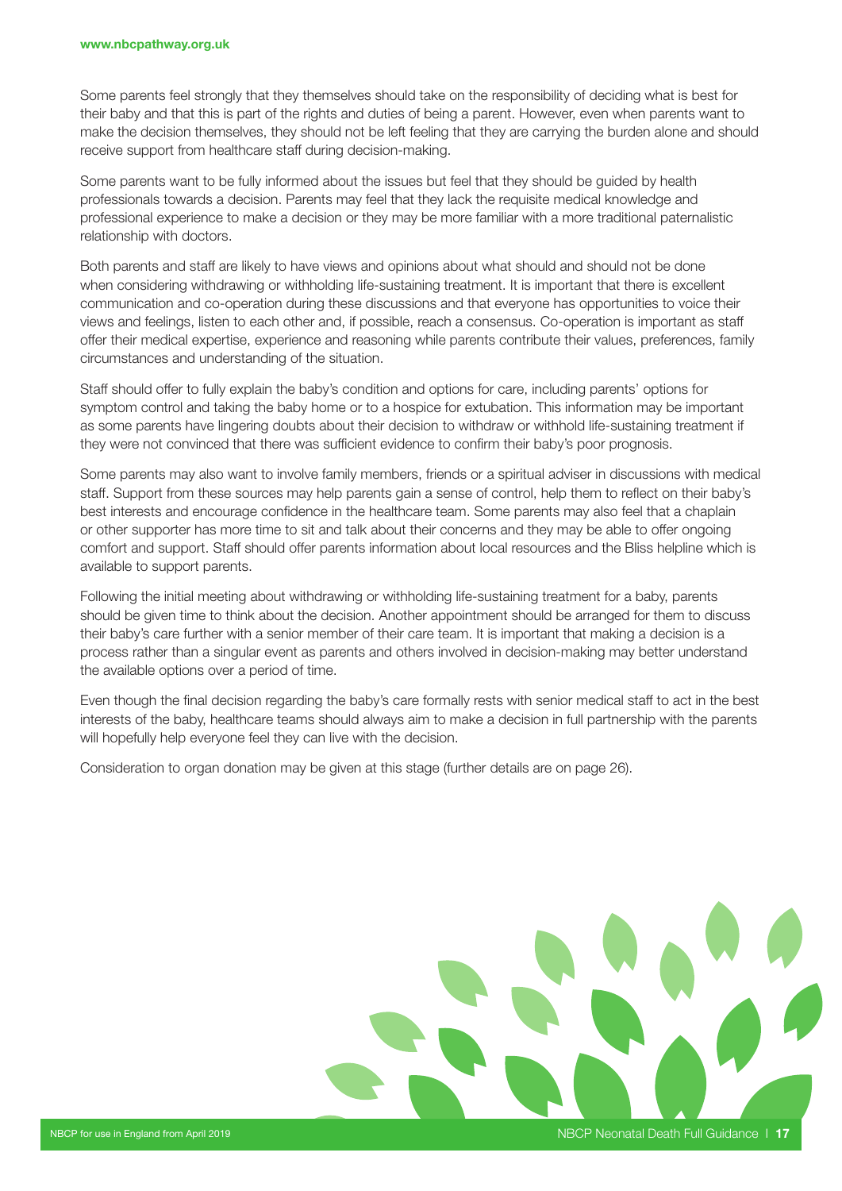Some parents feel strongly that they themselves should take on the responsibility of deciding what is best for their baby and that this is part of the rights and duties of being a parent. However, even when parents want to make the decision themselves, they should not be left feeling that they are carrying the burden alone and should receive support from healthcare staff during decision-making.

Some parents want to be fully informed about the issues but feel that they should be guided by health professionals towards a decision. Parents may feel that they lack the requisite medical knowledge and professional experience to make a decision or they may be more familiar with a more traditional paternalistic relationship with doctors.

Both parents and staff are likely to have views and opinions about what should and should not be done when considering withdrawing or withholding life-sustaining treatment. It is important that there is excellent communication and co-operation during these discussions and that everyone has opportunities to voice their views and feelings, listen to each other and, if possible, reach a consensus. Co-operation is important as staff offer their medical expertise, experience and reasoning while parents contribute their values, preferences, family circumstances and understanding of the situation.

Staff should offer to fully explain the baby's condition and options for care, including parents' options for symptom control and taking the baby home or to a hospice for extubation. This information may be important as some parents have lingering doubts about their decision to withdraw or withhold life-sustaining treatment if they were not convinced that there was sufficient evidence to confirm their baby's poor prognosis.

Some parents may also want to involve family members, friends or a spiritual adviser in discussions with medical staff. Support from these sources may help parents gain a sense of control, help them to reflect on their baby's best interests and encourage confidence in the healthcare team. Some parents may also feel that a chaplain or other supporter has more time to sit and talk about their concerns and they may be able to offer ongoing comfort and support. Staff should offer parents information about local resources and the Bliss helpline which is available to support parents.

Following the initial meeting about withdrawing or withholding life-sustaining treatment for a baby, parents should be given time to think about the decision. Another appointment should be arranged for them to discuss their baby's care further with a senior member of their care team. It is important that making a decision is a process rather than a singular event as parents and others involved in decision-making may better understand the available options over a period of time.

Even though the final decision regarding the baby's care formally rests with senior medical staff to act in the best interests of the baby, healthcare teams should always aim to make a decision in full partnership with the parents will hopefully help everyone feel they can live with the decision.

Consideration to organ donation may be given at this stage (further details are on page 26).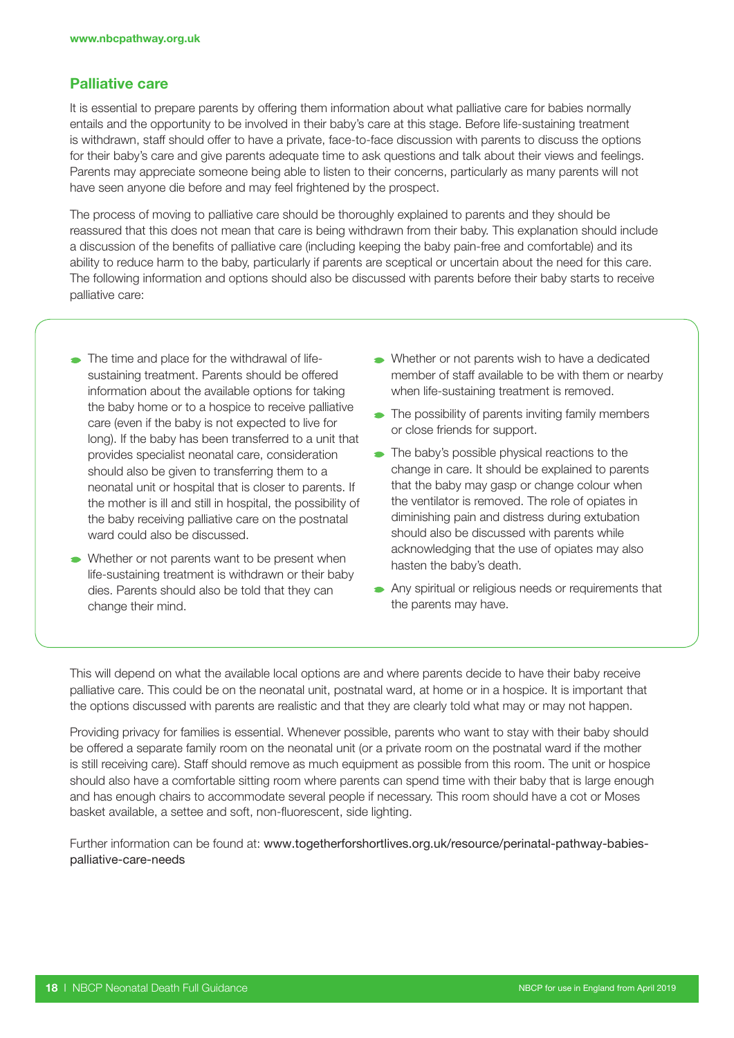## Palliative care

It is essential to prepare parents by offering them information about what palliative care for babies normally entails and the opportunity to be involved in their baby's care at this stage. Before life-sustaining treatment is withdrawn, staff should offer to have a private, face-to-face discussion with parents to discuss the options for their baby's care and give parents adequate time to ask questions and talk about their views and feelings. Parents may appreciate someone being able to listen to their concerns, particularly as many parents will not have seen anyone die before and may feel frightened by the prospect.

The process of moving to palliative care should be thoroughly explained to parents and they should be reassured that this does not mean that care is being withdrawn from their baby. This explanation should include a discussion of the benefits of palliative care (including keeping the baby pain-free and comfortable) and its ability to reduce harm to the baby, particularly if parents are sceptical or uncertain about the need for this care. The following information and options should also be discussed with parents before their baby starts to receive palliative care:

- The time and place for the withdrawal of life-sustaining treatment. Parents should be offered information about the available options for taking the baby home or to a hospice to receive palliative care (even if the baby is not expected to live for long). If the baby has been transferred to a unit that provides specialist neonatal care, consideration should also be given to transferring them to a neonatal unit or hospital that is closer to parents. If the mother is ill and still in hospital, the possibility of the baby receiving palliative care on the postnatal ward could also be discussed.
- Whether or not parents want to be present when life-sustaining treatment is withdrawn or their baby dies. Parents should also be told that they can change their mind.
- Whether or not parents wish to have a dedicated member of staff available to be with them or nearby when life-sustaining treatment is removed.
- The possibility of parents inviting family members or close friends for support.
- The baby's possible physical reactions to the change in care. It should be explained to parents that the baby may gasp or change colour when the ventilator is removed. The role of opiates in diminishing pain and distress during extubation should also be discussed with parents while acknowledging that the use of opiates may also hasten the baby's death.
- Any spiritual or religious needs or requirements that the parents may have.

This will depend on what the available local options are and where parents decide to have their baby receive palliative care. This could be on the neonatal unit, postnatal ward, at home or in a hospice. It is important that the options discussed with parents are realistic and that they are clearly told what may or may not happen.

Providing privacy for families is essential. Whenever possible, parents who want to stay with their baby should be offered a separate family room on the neonatal unit (or a private room on the postnatal ward if the mother is still receiving care). Staff should remove as much equipment as possible from this room. The unit or hospice should also have a comfortable sitting room where parents can spend time with their baby that is large enough and has enough chairs to accommodate several people if necessary. This room should have a cot or Moses basket available, a settee and soft, non-fluorescent, side lighting.

Further information can be found at: www.togetherforshortlives.org.uk/resource/perinatal-pathway-babies-palliative-care-needs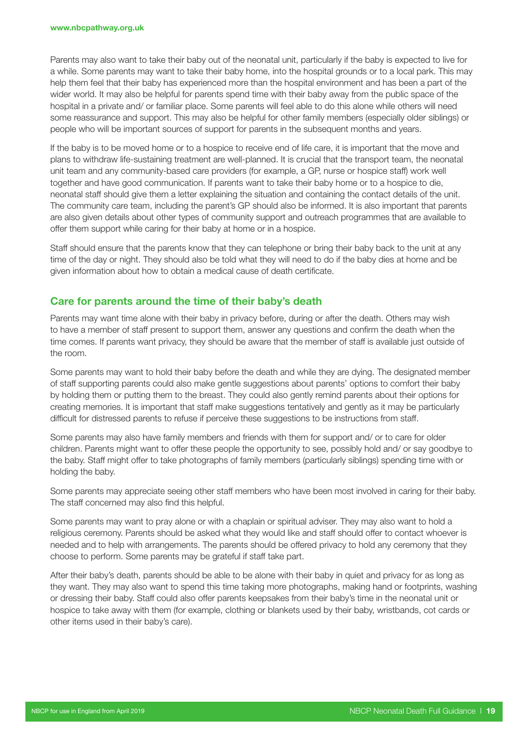Parents may also want to take their baby out of the neonatal unit, particularly if the baby is expected to live for a while. Some parents may want to take their baby home, into the hospital grounds or to a local park. This may help them feel that their baby has experienced more than the hospital environment and has been a part of the wider world. It may also be helpful for parents spend time with their baby away from the public space of the hospital in a private and/ or familiar place. Some parents will feel able to do this alone while others will need some reassurance and support. This may also be helpful for other family members (especially older siblings) or people who will be important sources of support for parents in the subsequent months and years.

If the baby is to be moved home or to a hospice to receive end of life care, it is important that the move and plans to withdraw life-sustaining treatment are well-planned. It is crucial that the transport team, the neonatal unit team and any community-based care providers (for example, a GP, nurse or hospice staff) work well together and have good communication. If parents want to take their baby home or to a hospice to die, neonatal staff should give them a letter explaining the situation and containing the contact details of the unit. The community care team, including the parent's GP should also be informed. It is also important that parents are also given details about other types of community support and outreach programmes that are available to offer them support while caring for their baby at home or in a hospice.

Staff should ensure that the parents know that they can telephone or bring their baby back to the unit at any time of the day or night. They should also be told what they will need to do if the baby dies at home and be given information about how to obtain a medical cause of death certificate.

## Care for parents around the time of their baby's death

Parents may want time alone with their baby in privacy before, during or after the death. Others may wish to have a member of staff present to support them, answer any questions and confirm the death when the time comes. If parents want privacy, they should be aware that the member of staff is available just outside of the room.

Some parents may want to hold their baby before the death and while they are dying. The designated member of staff supporting parents could also make gentle suggestions about parents' options to comfort their baby by holding them or putting them to the breast. They could also gently remind parents about their options for creating memories. It is important that staff make suggestions tentatively and gently as it may be particularly difficult for distressed parents to refuse if perceive these suggestions to be instructions from staff.

Some parents may also have family members and friends with them for support and/ or to care for older children. Parents might want to offer these people the opportunity to see, possibly hold and/ or say goodbye to the baby. Staff might offer to take photographs of family members (particularly siblings) spending time with or holding the baby.

Some parents may appreciate seeing other staff members who have been most involved in caring for their baby. The staff concerned may also find this helpful.

Some parents may want to pray alone or with a chaplain or spiritual adviser. They may also want to hold a religious ceremony. Parents should be asked what they would like and staff should offer to contact whoever is needed and to help with arrangements. The parents should be offered privacy to hold any ceremony that they choose to perform. Some parents may be grateful if staff take part.

After their baby's death, parents should be able to be alone with their baby in quiet and privacy for as long as they want. They may also want to spend this time taking more photographs, making hand or footprints, washing or dressing their baby. Staff could also offer parents keepsakes from their baby's time in the neonatal unit or hospice to take away with them (for example, clothing or blankets used by their baby, wristbands, cot cards or other items used in their baby's care).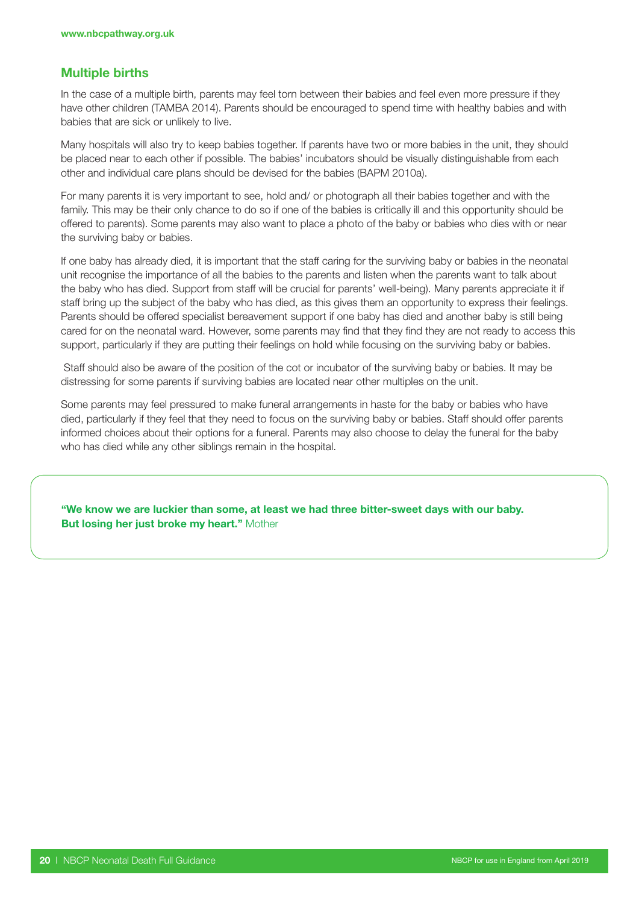## Multiple births

In the case of a multiple birth, parents may feel torn between their babies and feel even more pressure if they have other children (TAMBA 2014). Parents should be encouraged to spend time with healthy babies and with babies that are sick or unlikely to live.

Many hospitals will also try to keep babies together. If parents have two or more babies in the unit, they should be placed near to each other if possible. The babies' incubators should be visually distinguishable from each other and individual care plans should be devised for the babies (BAPM 2010a).

For many parents it is very important to see, hold and/ or photograph all their babies together and with the family. This may be their only chance to do so if one of the babies is critically ill and this opportunity should be offered to parents). Some parents may also want to place a photo of the baby or babies who dies with or near the surviving baby or babies.

If one baby has already died, it is important that the staff caring for the surviving baby or babies in the neonatal unit recognise the importance of all the babies to the parents and listen when the parents want to talk about the baby who has died. Support from staff will be crucial for parents' well-being). Many parents appreciate it if staff bring up the subject of the baby who has died, as this gives them an opportunity to express their feelings. Parents should be offered specialist bereavement support if one baby has died and another baby is still being cared for on the neonatal ward. However, some parents may find that they find they are not ready to access this support, particularly if they are putting their feelings on hold while focusing on the surviving baby or babies.

Staff should also be aware of the position of the cot or incubator of the surviving baby or babies. It may be distressing for some parents if surviving babies are located near other multiples on the unit.

Some parents may feel pressured to make funeral arrangements in haste for the baby or babies who have died, particularly if they feel that they need to focus on the surviving baby or babies. Staff should offer parents informed choices about their options for a funeral. Parents may also choose to delay the funeral for the baby who has died while any other siblings remain in the hospital.

> **"We know we are luckier than some, at least we had three bitter-sweet days with our baby. But losing her just broke my heart."** Mother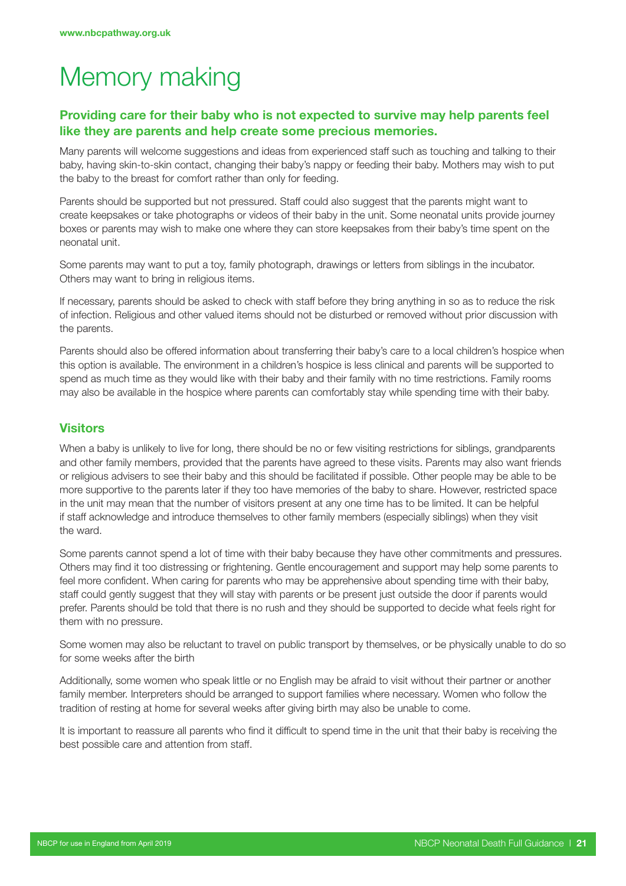# Memory making

**Providing care for their baby who is not expected to survive may help parents feel like they are parents and help create some precious memories.**

Many parents will welcome suggestions and ideas from experienced staff such as touching and talking to their baby, having skin-to-skin contact, changing their baby's nappy or feeding their baby. Mothers may wish to put the baby to the breast for comfort rather than only for feeding.

Parents should be supported but not pressured. Staff could also suggest that the parents might want to create keepsakes or take photographs or videos of their baby in the unit. Some neonatal units provide journey boxes or parents may wish to make one where they can store keepsakes from their baby's time spent on the neonatal unit.

Some parents may want to put a toy, family photograph, drawings or letters from siblings in the incubator. Others may want to bring in religious items.

If necessary, parents should be asked to check with staff before they bring anything in so as to reduce the risk of infection. Religious and other valued items should not be disturbed or removed without prior discussion with the parents.

Parents should also be offered information about transferring their baby's care to a local children's hospice when this option is available. The environment in a children's hospice is less clinical and parents will be supported to spend as much time as they would like with their baby and their family with no time restrictions. Family rooms may also be available in the hospice where parents can comfortably stay while spending time with their baby.

## Visitors

When a baby is unlikely to live for long, there should be no or few visiting restrictions for siblings, grandparents and other family members, provided that the parents have agreed to these visits. Parents may also want friends or religious advisers to see their baby and this should be facilitated if possible. Other people may be able to be more supportive to the parents later if they too have memories of the baby to share. However, restricted space in the unit may mean that the number of visitors present at any one time has to be limited. It can be helpful if staff acknowledge and introduce themselves to other family members (especially siblings) when they visit the ward.

Some parents cannot spend a lot of time with their baby because they have other commitments and pressures. Others may find it too distressing or frightening. Gentle encouragement and support may help some parents to feel more confident. When caring for parents who may be apprehensive about spending time with their baby, staff could gently suggest that they will stay with parents or be present just outside the door if parents would prefer. Parents should be told that there is no rush and they should be supported to decide what feels right for them with no pressure.

Some women may also be reluctant to travel on public transport by themselves, or be physically unable to do so for some weeks after the birth

Additionally, some women who speak little or no English may be afraid to visit without their partner or another family member. Interpreters should be arranged to support families where necessary. Women who follow the tradition of resting at home for several weeks after giving birth may also be unable to come.

It is important to reassure all parents who find it difficult to spend time in the unit that their baby is receiving the best possible care and attention from staff.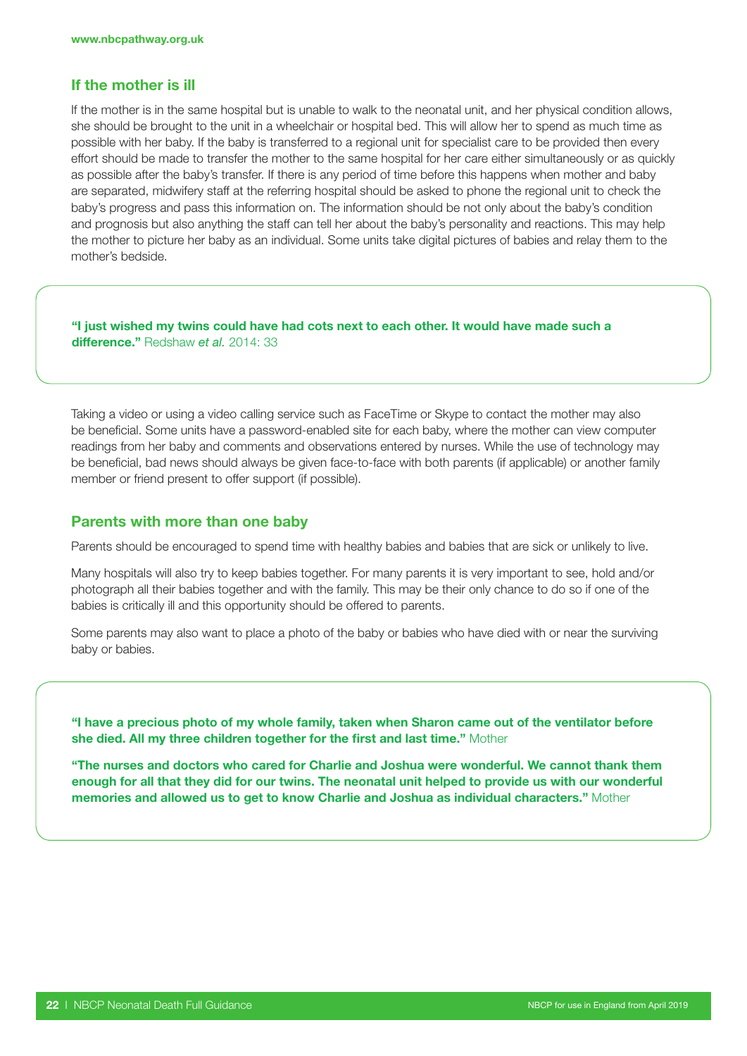## If the mother is ill

If the mother is in the same hospital but is unable to walk to the neonatal unit, and her physical condition allows, she should be brought to the unit in a wheelchair or hospital bed. This will allow her to spend as much time as possible with her baby. If the baby is transferred to a regional unit for specialist care to be provided then every effort should be made to transfer the mother to the same hospital for her care either simultaneously or as quickly as possible after the baby's transfer. If there is any period of time before this happens when mother and baby are separated, midwifery staff at the referring hospital should be asked to phone the regional unit to check the baby's progress and pass this information on. The information should be not only about the baby's condition and prognosis but also anything the staff can tell her about the baby's personality and reactions. This may help the mother to picture her baby as an individual. Some units take digital pictures of babies and relay them to the mother's bedside.

> **"I just wished my twins could have had cots next to each other. It would have made such a difference."** Redshaw *et al.* 2014: 33

Taking a video or using a video calling service such as FaceTime or Skype to contact the mother may also be beneficial. Some units have a password-enabled site for each baby, where the mother can view computer readings from her baby and comments and observations entered by nurses. While the use of technology may be beneficial, bad news should always be given face-to-face with both parents (if applicable) or another family member or friend present to offer support (if possible).

## Parents with more than one baby

Parents should be encouraged to spend time with healthy babies and babies that are sick or unlikely to live.

Many hospitals will also try to keep babies together. For many parents it is very important to see, hold and/or photograph all their babies together and with the family. This may be their only chance to do so if one of the babies is critically ill and this opportunity should be offered to parents.

Some parents may also want to place a photo of the baby or babies who have died with or near the surviving baby or babies.

> **"I have a precious photo of my whole family, taken when Sharon came out of the ventilator before she died. All my three children together for the first and last time."** Mother
>
> **"The nurses and doctors who cared for Charlie and Joshua were wonderful. We cannot thank them enough for all that they did for our twins. The neonatal unit helped to provide us with our wonderful memories and allowed us to get to know Charlie and Joshua as individual characters."** Mother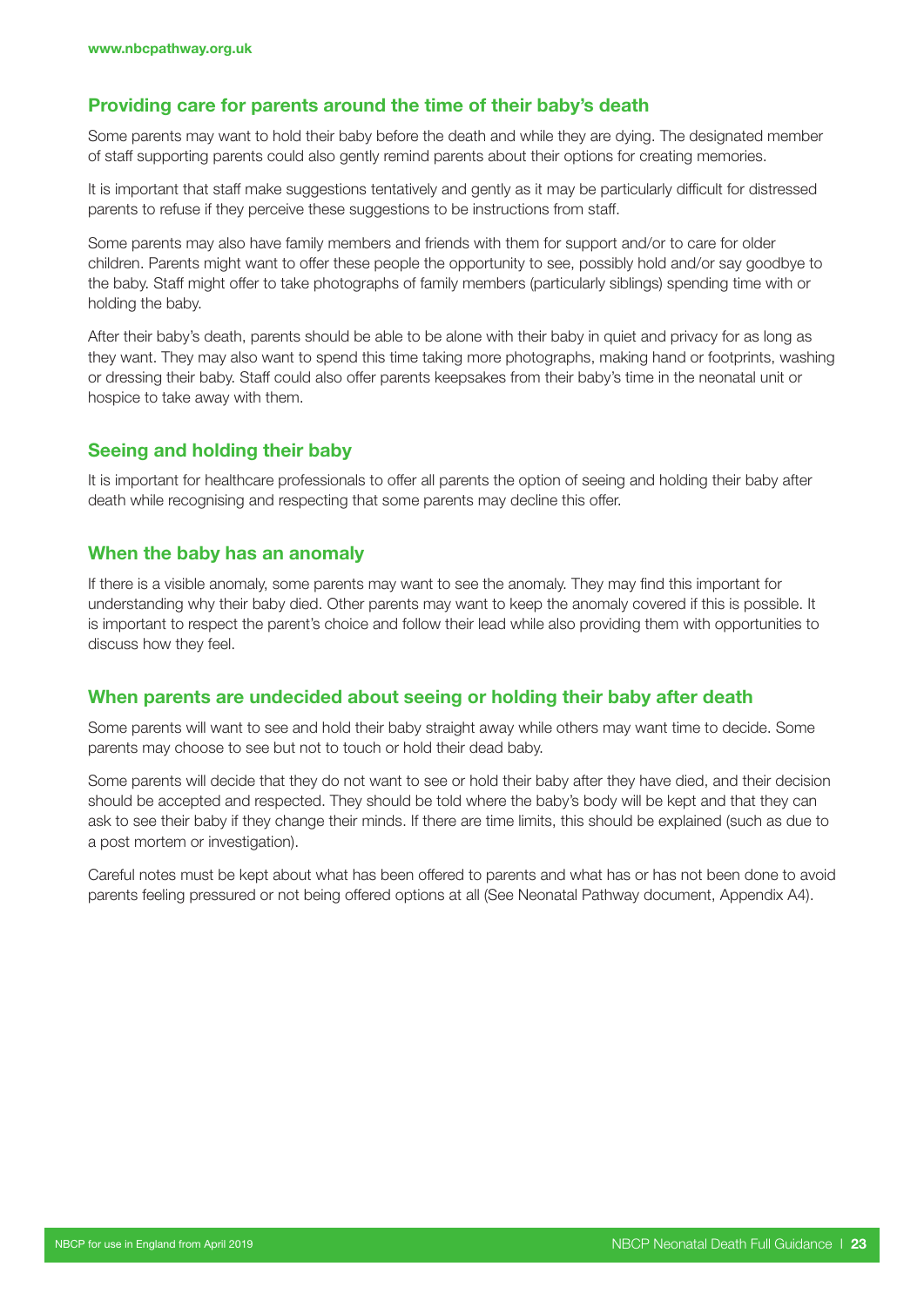## Providing care for parents around the time of their baby's death

Some parents may want to hold their baby before the death and while they are dying. The designated member of staff supporting parents could also gently remind parents about their options for creating memories.

It is important that staff make suggestions tentatively and gently as it may be particularly difficult for distressed parents to refuse if they perceive these suggestions to be instructions from staff.

Some parents may also have family members and friends with them for support and/or to care for older children. Parents might want to offer these people the opportunity to see, possibly hold and/or say goodbye to the baby. Staff might offer to take photographs of family members (particularly siblings) spending time with or holding the baby.

After their baby's death, parents should be able to be alone with their baby in quiet and privacy for as long as they want. They may also want to spend this time taking more photographs, making hand or footprints, washing or dressing their baby. Staff could also offer parents keepsakes from their baby's time in the neonatal unit or hospice to take away with them.

## Seeing and holding their baby

It is important for healthcare professionals to offer all parents the option of seeing and holding their baby after death while recognising and respecting that some parents may decline this offer.

## When the baby has an anomaly

If there is a visible anomaly, some parents may want to see the anomaly. They may find this important for understanding why their baby died. Other parents may want to keep the anomaly covered if this is possible. It is important to respect the parent's choice and follow their lead while also providing them with opportunities to discuss how they feel.

## When parents are undecided about seeing or holding their baby after death

Some parents will want to see and hold their baby straight away while others may want time to decide. Some parents may choose to see but not to touch or hold their dead baby.

Some parents will decide that they do not want to see or hold their baby after they have died, and their decision should be accepted and respected. They should be told where the baby's body will be kept and that they can ask to see their baby if they change their minds. If there are time limits, this should be explained (such as due to a post mortem or investigation).

Careful notes must be kept about what has been offered to parents and what has or has not been done to avoid parents feeling pressured or not being offered options at all (See Neonatal Pathway document, Appendix A4).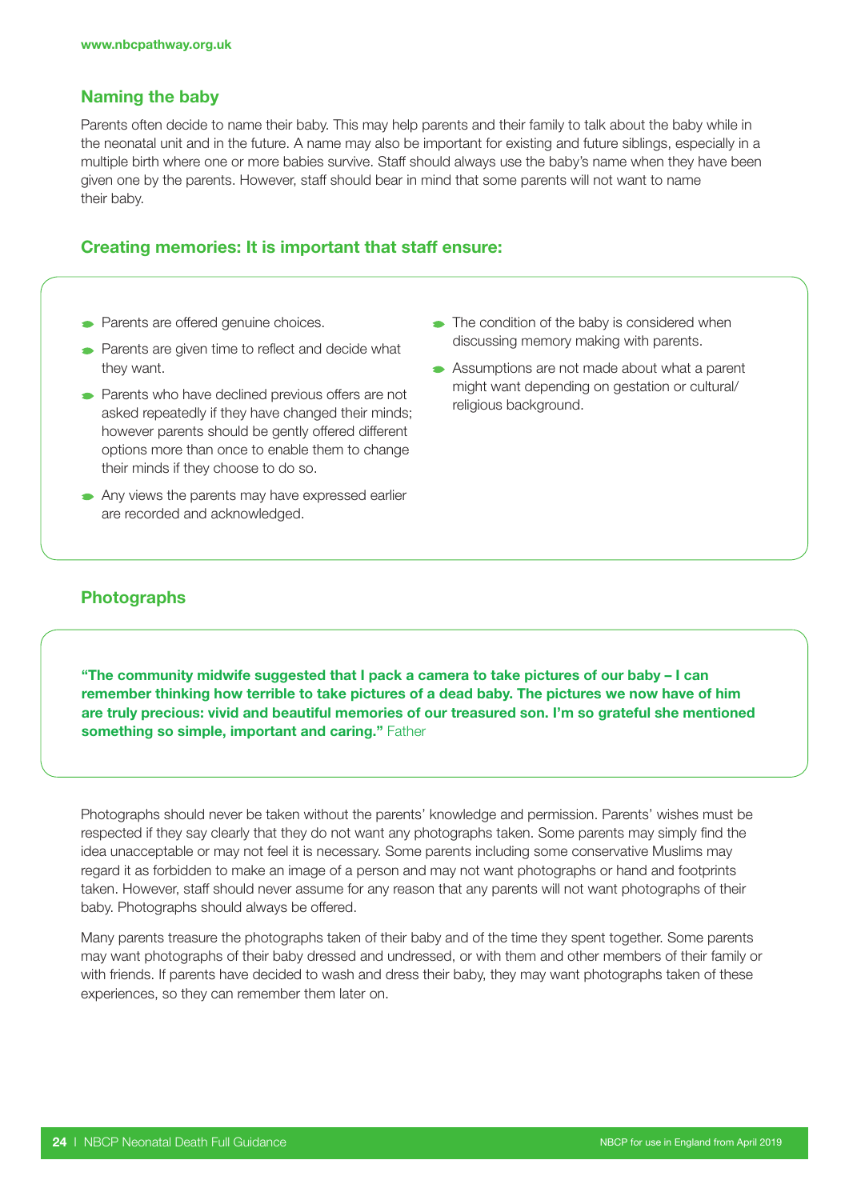## Naming the baby

Parents often decide to name their baby. This may help parents and their family to talk about the baby while in the neonatal unit and in the future. A name may also be important for existing and future siblings, especially in a multiple birth where one or more babies survive. Staff should always use the baby's name when they have been given one by the parents. However, staff should bear in mind that some parents will not want to name their baby.

## Creating memories: It is important that staff ensure:

- Parents are offered genuine choices.
- Parents are given time to reflect and decide what they want.
- Parents who have declined previous offers are not asked repeatedly if they have changed their minds; however parents should be gently offered different options more than once to enable them to change their minds if they choose to do so.
- Any views the parents may have expressed earlier are recorded and acknowledged.
- The condition of the baby is considered when discussing memory making with parents.
- Assumptions are not made about what a parent might want depending on gestation or cultural/religious background.

## Photographs

**"The community midwife suggested that I pack a camera to take pictures of our baby – I can remember thinking how terrible to take pictures of a dead baby. The pictures we now have of him are truly precious: vivid and beautiful memories of our treasured son. I'm so grateful she mentioned something so simple, important and caring."** Father

Photographs should never be taken without the parents' knowledge and permission. Parents' wishes must be respected if they say clearly that they do not want any photographs taken. Some parents may simply find the idea unacceptable or may not feel it is necessary. Some parents including some conservative Muslims may regard it as forbidden to make an image of a person and may not want photographs or hand and footprints taken. However, staff should never assume for any reason that any parents will not want photographs of their baby. Photographs should always be offered.

Many parents treasure the photographs taken of their baby and of the time they spent together. Some parents may want photographs of their baby dressed and undressed, or with them and other members of their family or with friends. If parents have decided to wash and dress their baby, they may want photographs taken of these experiences, so they can remember them later on.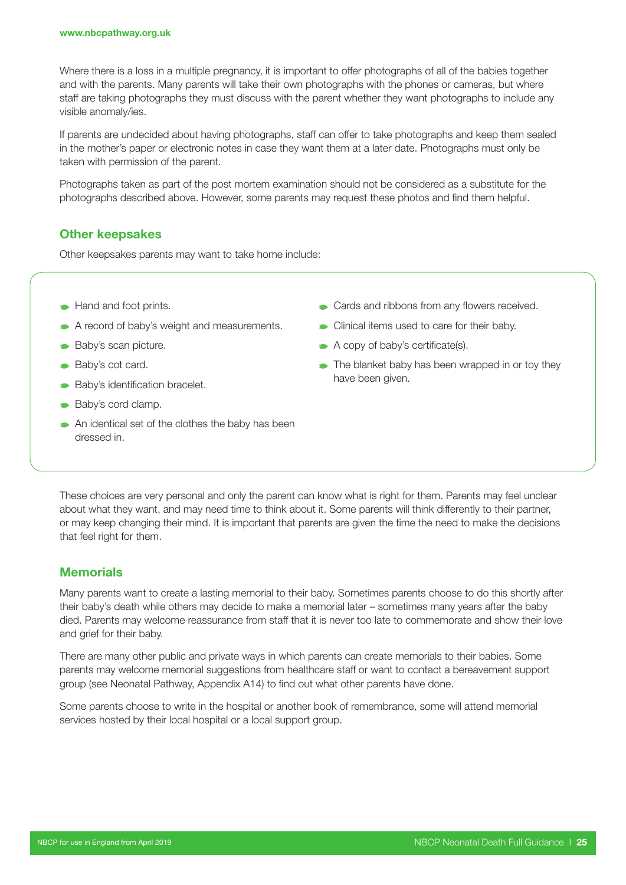Where there is a loss in a multiple pregnancy, it is important to offer photographs of all of the babies together and with the parents. Many parents will take their own photographs with the phones or cameras, but where staff are taking photographs they must discuss with the parent whether they want photographs to include any visible anomaly/ies.

If parents are undecided about having photographs, staff can offer to take photographs and keep them sealed in the mother's paper or electronic notes in case they want them at a later date. Photographs must only be taken with permission of the parent.

Photographs taken as part of the post mortem examination should not be considered as a substitute for the photographs described above. However, some parents may request these photos and find them helpful.

## Other keepsakes

Other keepsakes parents may want to take home include:

- Hand and foot prints.
- A record of baby's weight and measurements.
- Baby's scan picture.
- Baby's cot card.
- Baby's identification bracelet.
- Baby's cord clamp.
- An identical set of the clothes the baby has been dressed in.
- Cards and ribbons from any flowers received.
- Clinical items used to care for their baby.
- A copy of baby's certificate(s).
- The blanket baby has been wrapped in or toy they have been given.

These choices are very personal and only the parent can know what is right for them. Parents may feel unclear about what they want, and may need time to think about it. Some parents will think differently to their partner, or may keep changing their mind. It is important that parents are given the time the need to make the decisions that feel right for them.

## Memorials

Many parents want to create a lasting memorial to their baby. Sometimes parents choose to do this shortly after their baby's death while others may decide to make a memorial later – sometimes many years after the baby died. Parents may welcome reassurance from staff that it is never too late to commemorate and show their love and grief for their baby.

There are many other public and private ways in which parents can create memorials to their babies. Some parents may welcome memorial suggestions from healthcare staff or want to contact a bereavement support group (see Neonatal Pathway, Appendix A14) to find out what other parents have done.

Some parents choose to write in the hospital or another book of remembrance, some will attend memorial services hosted by their local hospital or a local support group.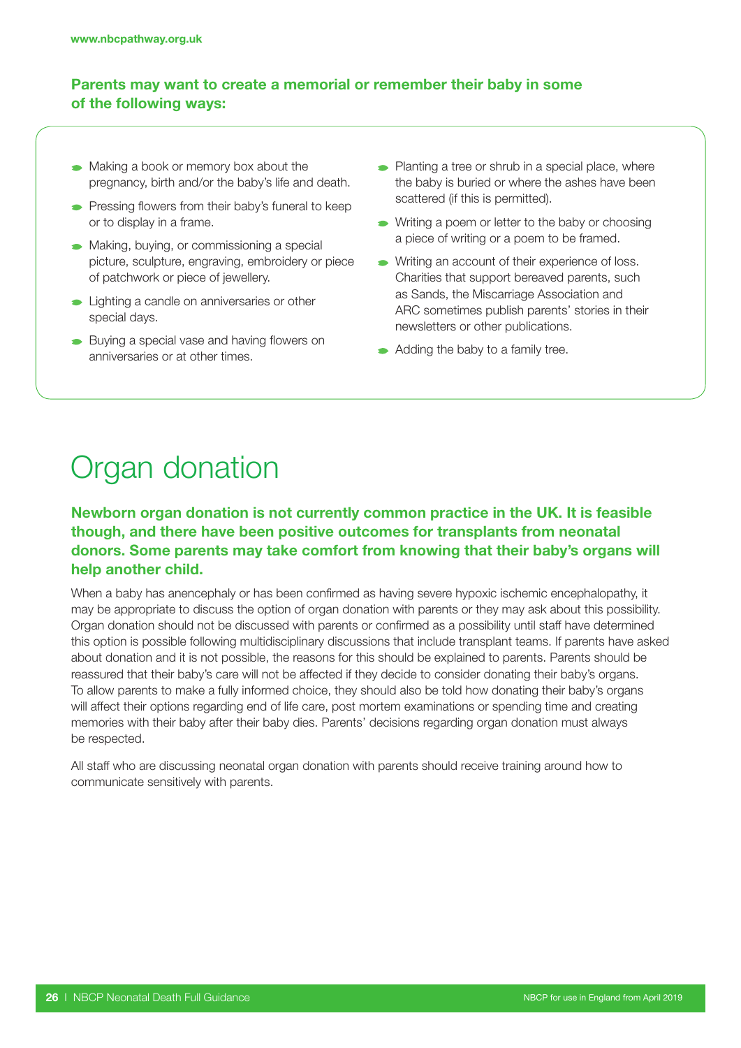**Parents may want to create a memorial or remember their baby in some of the following ways:**

- Making a book or memory box about the pregnancy, birth and/or the baby's life and death.
- Pressing flowers from their baby's funeral to keep or to display in a frame.
- Making, buying, or commissioning a special picture, sculpture, engraving, embroidery or piece of patchwork or piece of jewellery.
- Lighting a candle on anniversaries or other special days.
- Buying a special vase and having flowers on anniversaries or at other times.
- Planting a tree or shrub in a special place, where the baby is buried or where the ashes have been scattered (if this is permitted).
- Writing a poem or letter to the baby or choosing a piece of writing or a poem to be framed.
- Writing an account of their experience of loss. Charities that support bereaved parents, such as Sands, the Miscarriage Association and ARC sometimes publish parents' stories in their newsletters or other publications.
- Adding the baby to a family tree.

# Organ donation

**Newborn organ donation is not currently common practice in the UK. It is feasible though, and there have been positive outcomes for transplants from neonatal donors. Some parents may take comfort from knowing that their baby's organs will help another child.**

When a baby has anencephaly or has been confirmed as having severe hypoxic ischemic encephalopathy, it may be appropriate to discuss the option of organ donation with parents or they may ask about this possibility. Organ donation should not be discussed with parents or confirmed as a possibility until staff have determined this option is possible following multidisciplinary discussions that include transplant teams. If parents have asked about donation and it is not possible, the reasons for this should be explained to parents. Parents should be reassured that their baby's care will not be affected if they decide to consider donating their baby's organs. To allow parents to make a fully informed choice, they should also be told how donating their baby's organs will affect their options regarding end of life care, post mortem examinations or spending time and creating memories with their baby after their baby dies. Parents' decisions regarding organ donation must always be respected.

All staff who are discussing neonatal organ donation with parents should receive training around how to communicate sensitively with parents.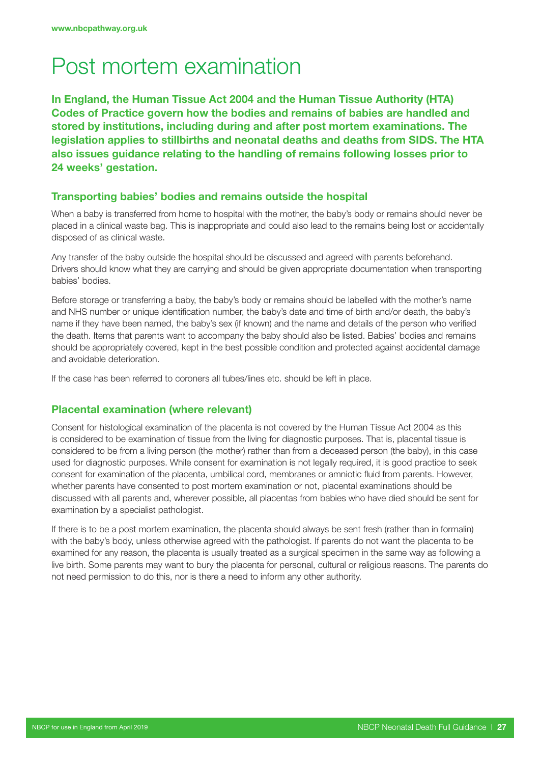# Post mortem examination

**In England, the Human Tissue Act 2004 and the Human Tissue Authority (HTA) Codes of Practice govern how the bodies and remains of babies are handled and stored by institutions, including during and after post mortem examinations. The legislation applies to stillbirths and neonatal deaths and deaths from SIDS. The HTA also issues guidance relating to the handling of remains following losses prior to 24 weeks' gestation.**

### Transporting babies' bodies and remains outside the hospital

When a baby is transferred from home to hospital with the mother, the baby's body or remains should never be placed in a clinical waste bag. This is inappropriate and could also lead to the remains being lost or accidentally disposed of as clinical waste.

Any transfer of the baby outside the hospital should be discussed and agreed with parents beforehand. Drivers should know what they are carrying and should be given appropriate documentation when transporting babies' bodies.

Before storage or transferring a baby, the baby's body or remains should be labelled with the mother's name and NHS number or unique identification number, the baby's date and time of birth and/or death, the baby's name if they have been named, the baby's sex (if known) and the name and details of the person who verified the death. Items that parents want to accompany the baby should also be listed. Babies' bodies and remains should be appropriately covered, kept in the best possible condition and protected against accidental damage and avoidable deterioration.

If the case has been referred to coroners all tubes/lines etc. should be left in place.

### Placental examination (where relevant)

Consent for histological examination of the placenta is not covered by the Human Tissue Act 2004 as this is considered to be examination of tissue from the living for diagnostic purposes. That is, placental tissue is considered to be from a living person (the mother) rather than from a deceased person (the baby), in this case used for diagnostic purposes. While consent for examination is not legally required, it is good practice to seek consent for examination of the placenta, umbilical cord, membranes or amniotic fluid from parents. However, whether parents have consented to post mortem examination or not, placental examinations should be discussed with all parents and, wherever possible, all placentas from babies who have died should be sent for examination by a specialist pathologist.

If there is to be a post mortem examination, the placenta should always be sent fresh (rather than in formalin) with the baby's body, unless otherwise agreed with the pathologist. If parents do not want the placenta to be examined for any reason, the placenta is usually treated as a surgical specimen in the same way as following a live birth. Some parents may want to bury the placenta for personal, cultural or religious reasons. The parents do not need permission to do this, nor is there a need to inform any other authority.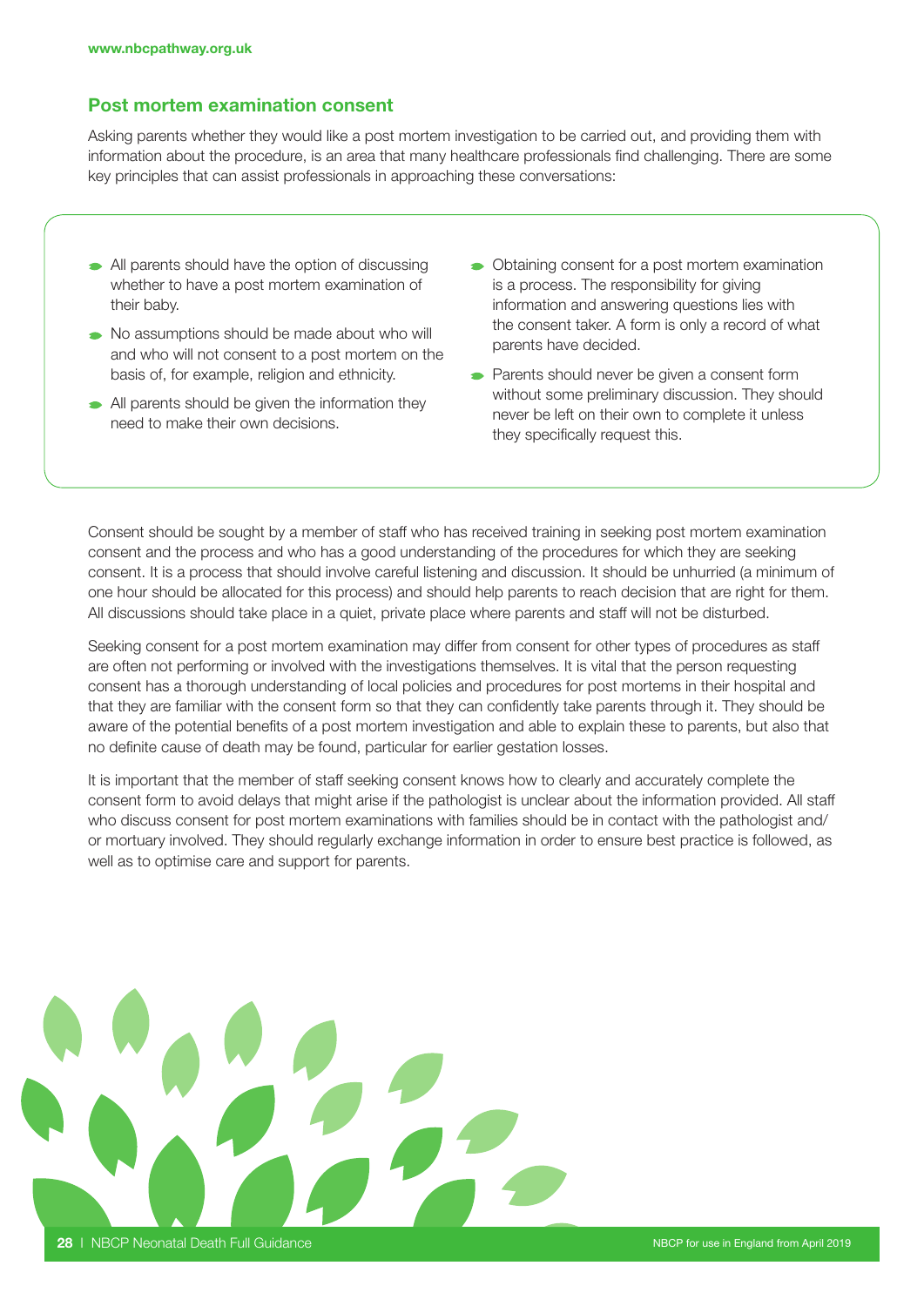## Post mortem examination consent

Asking parents whether they would like a post mortem investigation to be carried out, and providing them with information about the procedure, is an area that many healthcare professionals find challenging. There are some key principles that can assist professionals in approaching these conversations:

- All parents should have the option of discussing whether to have a post mortem examination of their baby.
- No assumptions should be made about who will and who will not consent to a post mortem on the basis of, for example, religion and ethnicity.
- All parents should be given the information they need to make their own decisions.
- Obtaining consent for a post mortem examination is a process. The responsibility for giving information and answering questions lies with the consent taker. A form is only a record of what parents have decided.
- Parents should never be given a consent form without some preliminary discussion. They should never be left on their own to complete it unless they specifically request this.

Consent should be sought by a member of staff who has received training in seeking post mortem examination consent and the process and who has a good understanding of the procedures for which they are seeking consent. It is a process that should involve careful listening and discussion. It should be unhurried (a minimum of one hour should be allocated for this process) and should help parents to reach decision that are right for them. All discussions should take place in a quiet, private place where parents and staff will not be disturbed.

Seeking consent for a post mortem examination may differ from consent for other types of procedures as staff are often not performing or involved with the investigations themselves. It is vital that the person requesting consent has a thorough understanding of local policies and procedures for post mortems in their hospital and that they are familiar with the consent form so that they can confidently take parents through it. They should be aware of the potential benefits of a post mortem investigation and able to explain these to parents, but also that no definite cause of death may be found, particular for earlier gestation losses.

It is important that the member of staff seeking consent knows how to clearly and accurately complete the consent form to avoid delays that might arise if the pathologist is unclear about the information provided. All staff who discuss consent for post mortem examinations with families should be in contact with the pathologist and/or mortuary involved. They should regularly exchange information in order to ensure best practice is followed, as well as to optimise care and support for parents.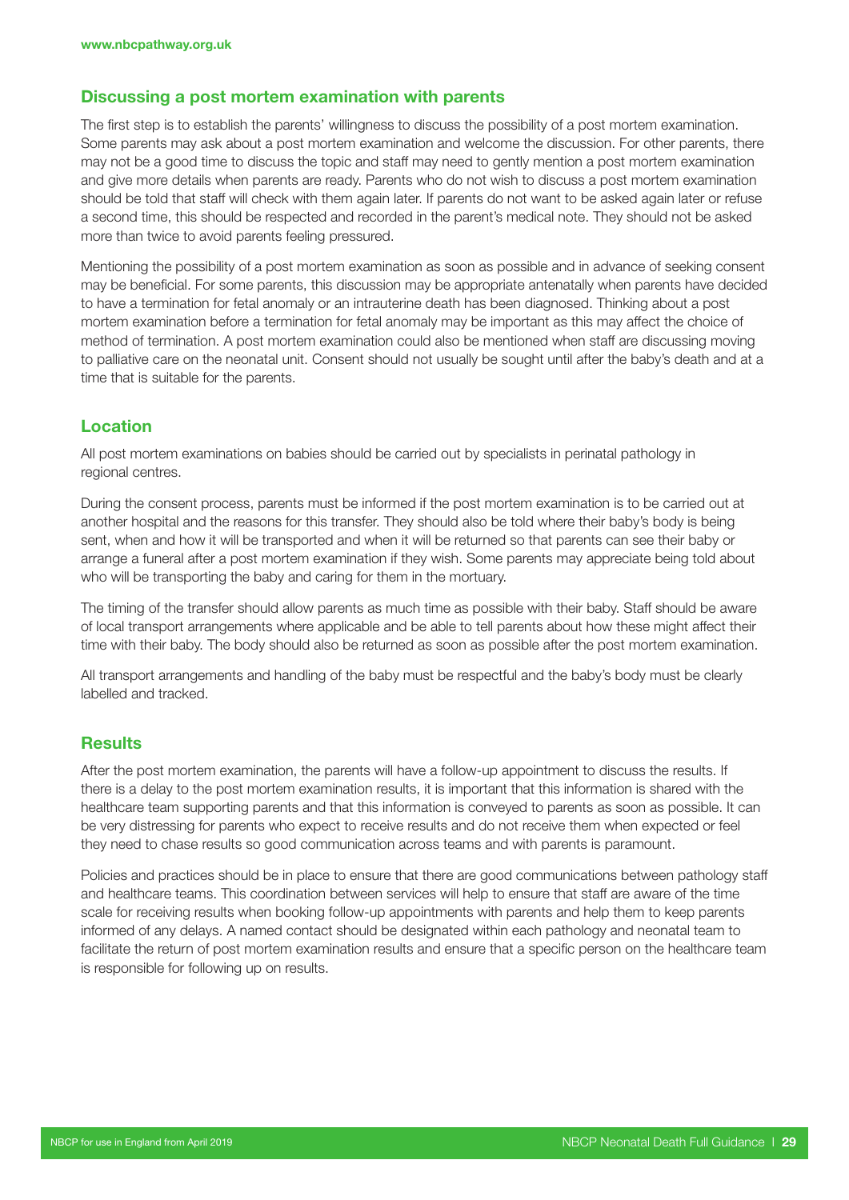## Discussing a post mortem examination with parents

The first step is to establish the parents' willingness to discuss the possibility of a post mortem examination. Some parents may ask about a post mortem examination and welcome the discussion. For other parents, there may not be a good time to discuss the topic and staff may need to gently mention a post mortem examination and give more details when parents are ready. Parents who do not wish to discuss a post mortem examination should be told that staff will check with them again later. If parents do not want to be asked again later or refuse a second time, this should be respected and recorded in the parent's medical note. They should not be asked more than twice to avoid parents feeling pressured.

Mentioning the possibility of a post mortem examination as soon as possible and in advance of seeking consent may be beneficial. For some parents, this discussion may be appropriate antenatally when parents have decided to have a termination for fetal anomaly or an intrauterine death has been diagnosed. Thinking about a post mortem examination before a termination for fetal anomaly may be important as this may affect the choice of method of termination. A post mortem examination could also be mentioned when staff are discussing moving to palliative care on the neonatal unit. Consent should not usually be sought until after the baby's death and at a time that is suitable for the parents.

## Location

All post mortem examinations on babies should be carried out by specialists in perinatal pathology in regional centres.

During the consent process, parents must be informed if the post mortem examination is to be carried out at another hospital and the reasons for this transfer. They should also be told where their baby's body is being sent, when and how it will be transported and when it will be returned so that parents can see their baby or arrange a funeral after a post mortem examination if they wish. Some parents may appreciate being told about who will be transporting the baby and caring for them in the mortuary.

The timing of the transfer should allow parents as much time as possible with their baby. Staff should be aware of local transport arrangements where applicable and be able to tell parents about how these might affect their time with their baby. The body should also be returned as soon as possible after the post mortem examination.

All transport arrangements and handling of the baby must be respectful and the baby's body must be clearly labelled and tracked.

## Results

After the post mortem examination, the parents will have a follow-up appointment to discuss the results. If there is a delay to the post mortem examination results, it is important that this information is shared with the healthcare team supporting parents and that this information is conveyed to parents as soon as possible. It can be very distressing for parents who expect to receive results and do not receive them when expected or feel they need to chase results so good communication across teams and with parents is paramount.

Policies and practices should be in place to ensure that there are good communications between pathology staff and healthcare teams. This coordination between services will help to ensure that staff are aware of the time scale for receiving results when booking follow-up appointments with parents and help them to keep parents informed of any delays. A named contact should be designated within each pathology and neonatal team to facilitate the return of post mortem examination results and ensure that a specific person on the healthcare team is responsible for following up on results.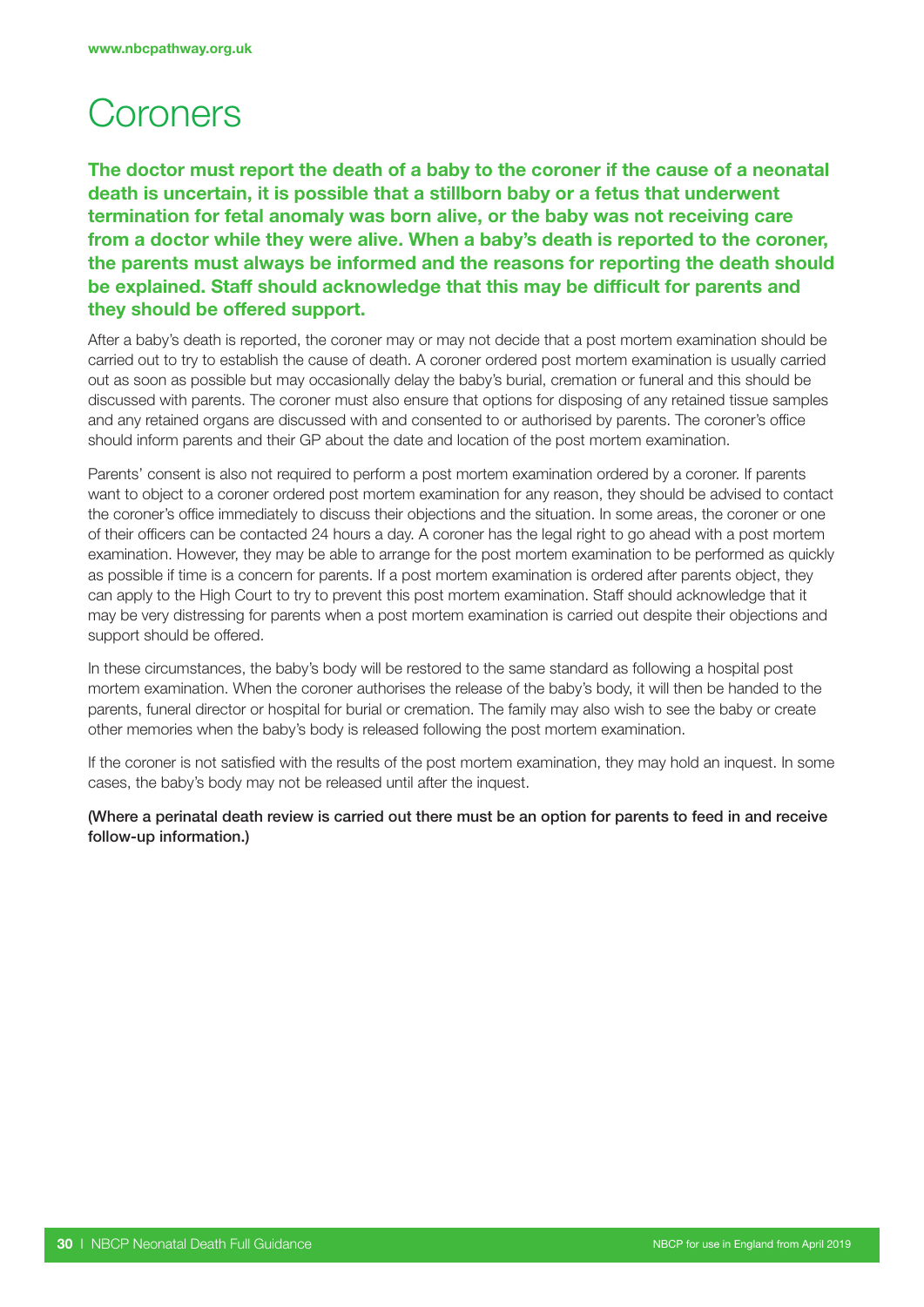# Coroners

**The doctor must report the death of a baby to the coroner if the cause of a neonatal death is uncertain, it is possible that a stillborn baby or a fetus that underwent termination for fetal anomaly was born alive, or the baby was not receiving care from a doctor while they were alive. When a baby's death is reported to the coroner, the parents must always be informed and the reasons for reporting the death should be explained. Staff should acknowledge that this may be difficult for parents and they should be offered support.**

After a baby's death is reported, the coroner may or may not decide that a post mortem examination should be carried out to try to establish the cause of death. A coroner ordered post mortem examination is usually carried out as soon as possible but may occasionally delay the baby's burial, cremation or funeral and this should be discussed with parents. The coroner must also ensure that options for disposing of any retained tissue samples and any retained organs are discussed with and consented to or authorised by parents. The coroner's office should inform parents and their GP about the date and location of the post mortem examination.

Parents' consent is also not required to perform a post mortem examination ordered by a coroner. If parents want to object to a coroner ordered post mortem examination for any reason, they should be advised to contact the coroner's office immediately to discuss their objections and the situation. In some areas, the coroner or one of their officers can be contacted 24 hours a day. A coroner has the legal right to go ahead with a post mortem examination. However, they may be able to arrange for the post mortem examination to be performed as quickly as possible if time is a concern for parents. If a post mortem examination is ordered after parents object, they can apply to the High Court to try to prevent this post mortem examination. Staff should acknowledge that it may be very distressing for parents when a post mortem examination is carried out despite their objections and support should be offered.

In these circumstances, the baby's body will be restored to the same standard as following a hospital post mortem examination. When the coroner authorises the release of the baby's body, it will then be handed to the parents, funeral director or hospital for burial or cremation. The family may also wish to see the baby or create other memories when the baby's body is released following the post mortem examination.

If the coroner is not satisfied with the results of the post mortem examination, they may hold an inquest. In some cases, the baby's body may not be released until after the inquest.

**(Where a perinatal death review is carried out there must be an option for parents to feed in and receive follow-up information.)**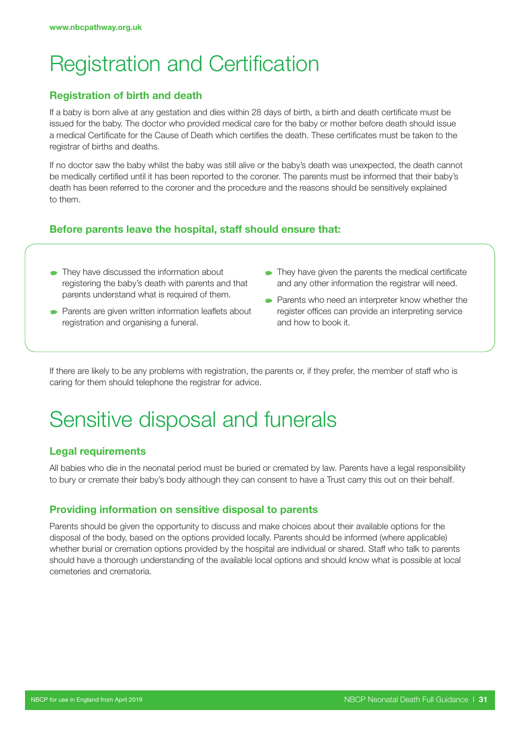# Registration and Certification

### Registration of birth and death

If a baby is born alive at any gestation and dies within 28 days of birth, a birth and death certificate must be issued for the baby. The doctor who provided medical care for the baby or mother before death should issue a medical Certificate for the Cause of Death which certifies the death. These certificates must be taken to the registrar of births and deaths.

If no doctor saw the baby whilst the baby was still alive or the baby's death was unexpected, the death cannot be medically certified until it has been reported to the coroner. The parents must be informed that their baby's death has been referred to the coroner and the procedure and the reasons should be sensitively explained to them.

### Before parents leave the hospital, staff should ensure that:

- They have discussed the information about registering the baby's death with parents and that parents understand what is required of them.
- Parents are given written information leaflets about registration and organising a funeral.
- They have given the parents the medical certificate and any other information the registrar will need.
- Parents who need an interpreter know whether the register offices can provide an interpreting service and how to book it.

If there are likely to be any problems with registration, the parents or, if they prefer, the member of staff who is caring for them should telephone the registrar for advice.

# Sensitive disposal and funerals

### Legal requirements

All babies who die in the neonatal period must be buried or cremated by law. Parents have a legal responsibility to bury or cremate their baby's body although they can consent to have a Trust carry this out on their behalf.

### Providing information on sensitive disposal to parents

Parents should be given the opportunity to discuss and make choices about their available options for the disposal of the body, based on the options provided locally. Parents should be informed (where applicable) whether burial or cremation options provided by the hospital are individual or shared. Staff who talk to parents should have a thorough understanding of the available local options and should know what is possible at local cemeteries and crematoria.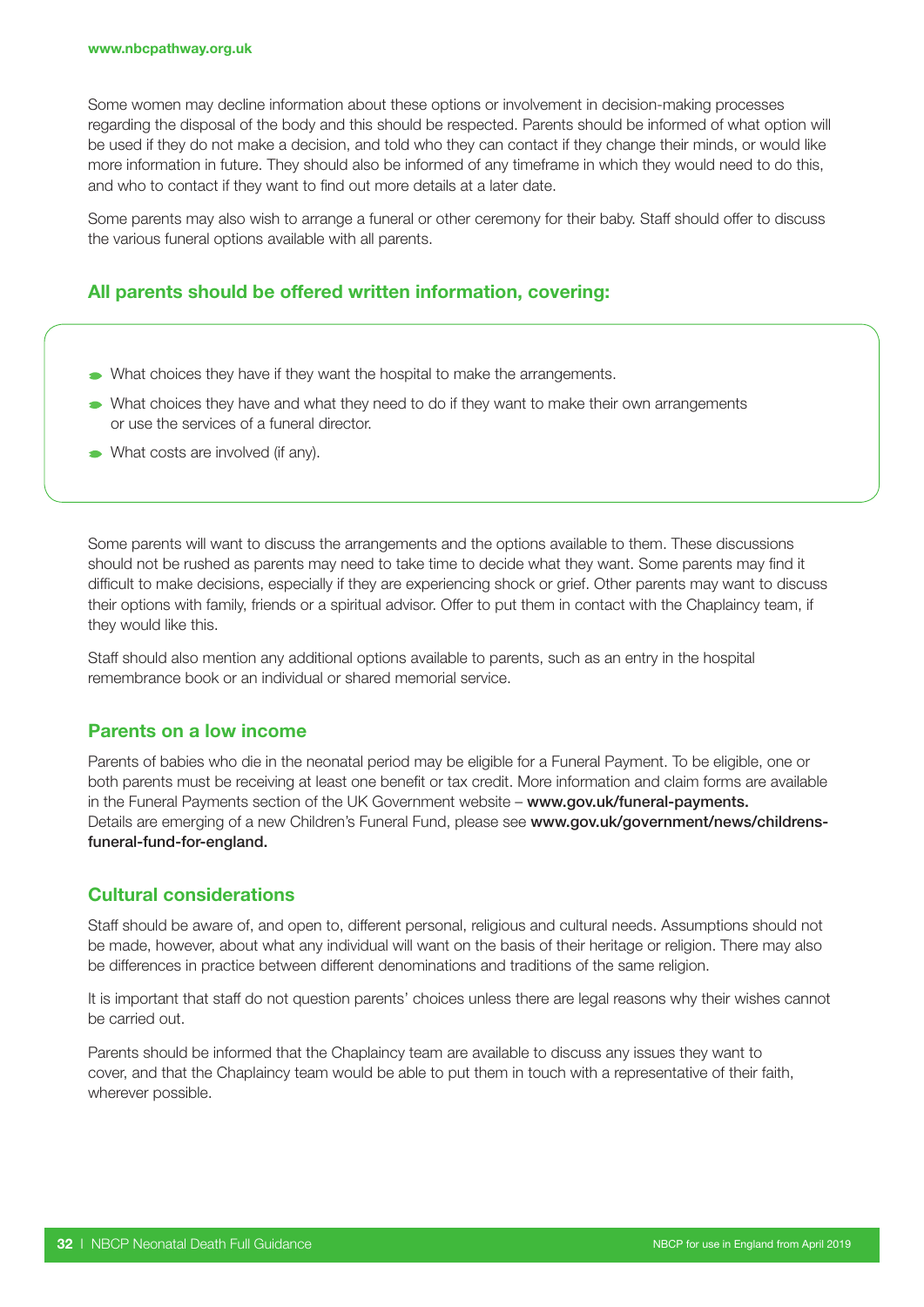Some women may decline information about these options or involvement in decision-making processes regarding the disposal of the body and this should be respected. Parents should be informed of what option will be used if they do not make a decision, and told who they can contact if they change their minds, or would like more information in future. They should also be informed of any timeframe in which they would need to do this, and who to contact if they want to find out more details at a later date.

Some parents may also wish to arrange a funeral or other ceremony for their baby. Staff should offer to discuss the various funeral options available with all parents.

### All parents should be offered written information, covering:

- What choices they have if they want the hospital to make the arrangements.
- What choices they have and what they need to do if they want to make their own arrangements or use the services of a funeral director.
- What costs are involved (if any).

Some parents will want to discuss the arrangements and the options available to them. These discussions should not be rushed as parents may need to take time to decide what they want. Some parents may find it difficult to make decisions, especially if they are experiencing shock or grief. Other parents may want to discuss their options with family, friends or a spiritual advisor. Offer to put them in contact with the Chaplaincy team, if they would like this.

Staff should also mention any additional options available to parents, such as an entry in the hospital remembrance book or an individual or shared memorial service.

### Parents on a low income

Parents of babies who die in the neonatal period may be eligible for a Funeral Payment. To be eligible, one or both parents must be receiving at least one benefit or tax credit. More information and claim forms are available in the Funeral Payments section of the UK Government website – **www.gov.uk/funeral-payments.** Details are emerging of a new Children's Funeral Fund, please see **www.gov.uk/government/news/childrens-funeral-fund-for-england.**

### Cultural considerations

Staff should be aware of, and open to, different personal, religious and cultural needs. Assumptions should not be made, however, about what any individual will want on the basis of their heritage or religion. There may also be differences in practice between different denominations and traditions of the same religion.

It is important that staff do not question parents' choices unless there are legal reasons why their wishes cannot be carried out.

Parents should be informed that the Chaplaincy team are available to discuss any issues they want to cover, and that the Chaplaincy team would be able to put them in touch with a representative of their faith, wherever possible.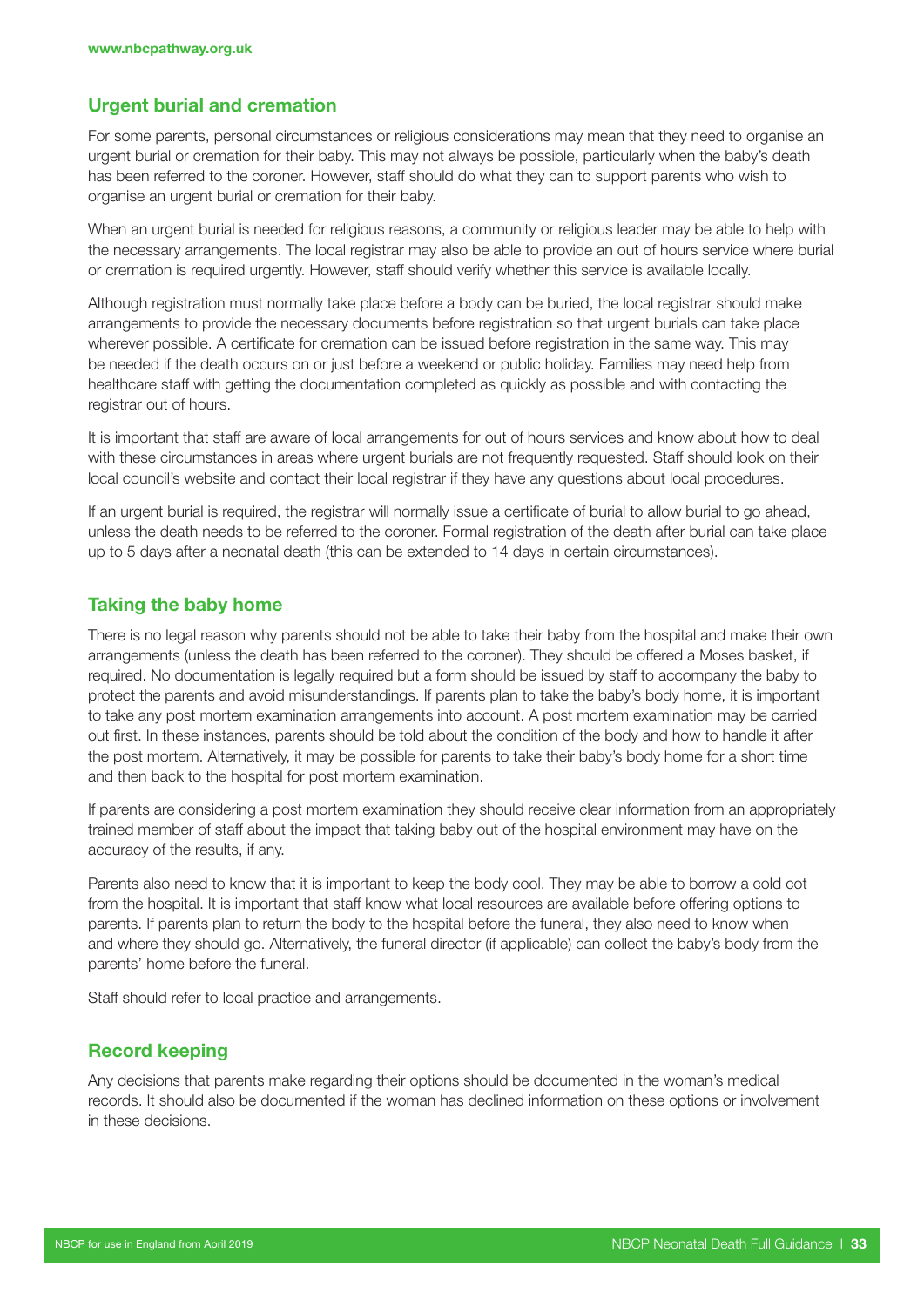## Urgent burial and cremation

For some parents, personal circumstances or religious considerations may mean that they need to organise an urgent burial or cremation for their baby. This may not always be possible, particularly when the baby's death has been referred to the coroner. However, staff should do what they can to support parents who wish to organise an urgent burial or cremation for their baby.

When an urgent burial is needed for religious reasons, a community or religious leader may be able to help with the necessary arrangements. The local registrar may also be able to provide an out of hours service where burial or cremation is required urgently. However, staff should verify whether this service is available locally.

Although registration must normally take place before a body can be buried, the local registrar should make arrangements to provide the necessary documents before registration so that urgent burials can take place wherever possible. A certificate for cremation can be issued before registration in the same way. This may be needed if the death occurs on or just before a weekend or public holiday. Families may need help from healthcare staff with getting the documentation completed as quickly as possible and with contacting the registrar out of hours.

It is important that staff are aware of local arrangements for out of hours services and know about how to deal with these circumstances in areas where urgent burials are not frequently requested. Staff should look on their local council's website and contact their local registrar if they have any questions about local procedures.

If an urgent burial is required, the registrar will normally issue a certificate of burial to allow burial to go ahead, unless the death needs to be referred to the coroner. Formal registration of the death after burial can take place up to 5 days after a neonatal death (this can be extended to 14 days in certain circumstances).

## Taking the baby home

There is no legal reason why parents should not be able to take their baby from the hospital and make their own arrangements (unless the death has been referred to the coroner). They should be offered a Moses basket, if required. No documentation is legally required but a form should be issued by staff to accompany the baby to protect the parents and avoid misunderstandings. If parents plan to take the baby's body home, it is important to take any post mortem examination arrangements into account. A post mortem examination may be carried out first. In these instances, parents should be told about the condition of the body and how to handle it after the post mortem. Alternatively, it may be possible for parents to take their baby's body home for a short time and then back to the hospital for post mortem examination.

If parents are considering a post mortem examination they should receive clear information from an appropriately trained member of staff about the impact that taking baby out of the hospital environment may have on the accuracy of the results, if any.

Parents also need to know that it is important to keep the body cool. They may be able to borrow a cold cot from the hospital. It is important that staff know what local resources are available before offering options to parents. If parents plan to return the body to the hospital before the funeral, they also need to know when and where they should go. Alternatively, the funeral director (if applicable) can collect the baby's body from the parents' home before the funeral.

Staff should refer to local practice and arrangements.

## Record keeping

Any decisions that parents make regarding their options should be documented in the woman's medical records. It should also be documented if the woman has declined information on these options or involvement in these decisions.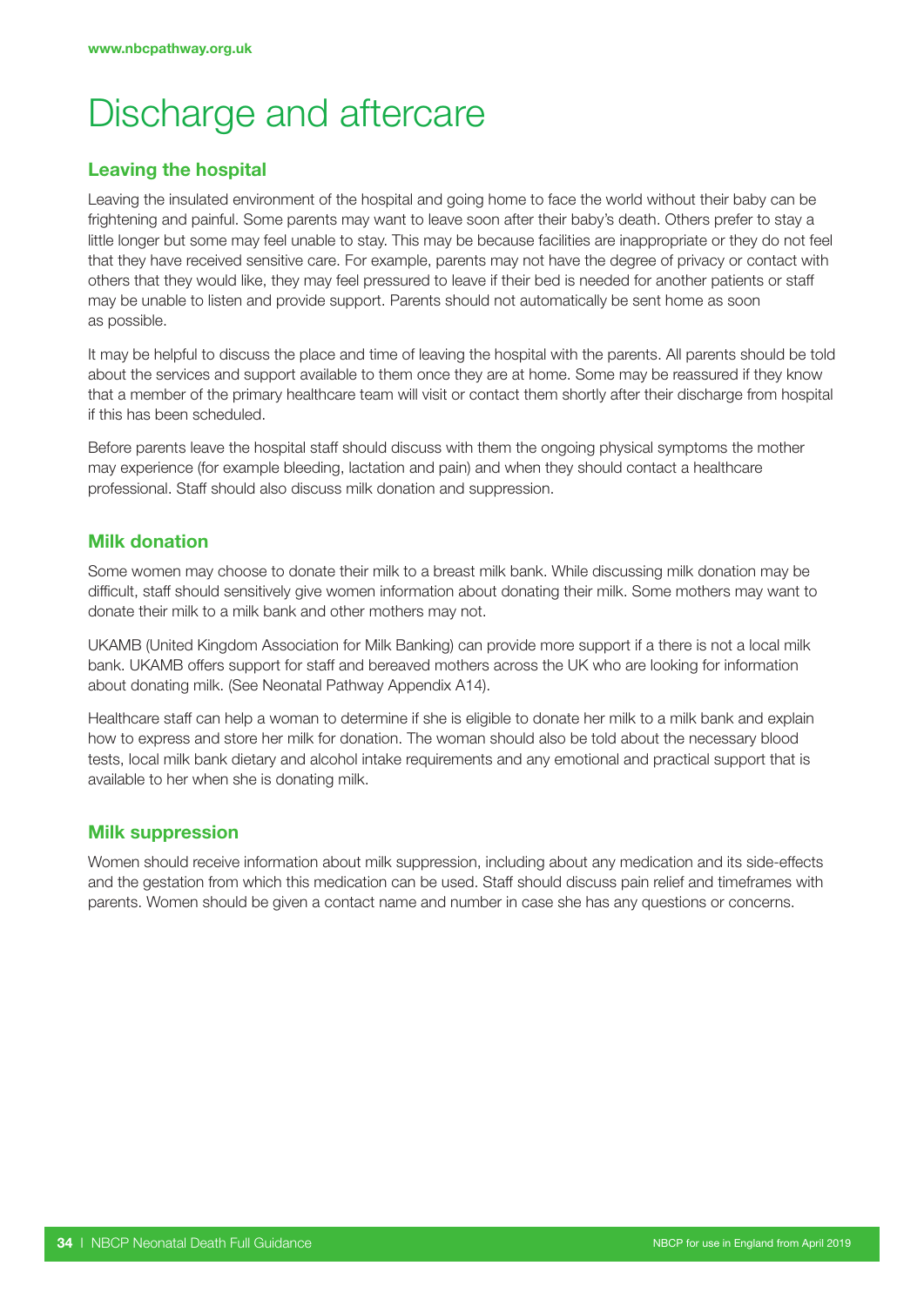# Discharge and aftercare

## Leaving the hospital

Leaving the insulated environment of the hospital and going home to face the world without their baby can be frightening and painful. Some parents may want to leave soon after their baby's death. Others prefer to stay a little longer but some may feel unable to stay. This may be because facilities are inappropriate or they do not feel that they have received sensitive care. For example, parents may not have the degree of privacy or contact with others that they would like, they may feel pressured to leave if their bed is needed for another patients or staff may be unable to listen and provide support. Parents should not automatically be sent home as soon as possible.

It may be helpful to discuss the place and time of leaving the hospital with the parents. All parents should be told about the services and support available to them once they are at home. Some may be reassured if they know that a member of the primary healthcare team will visit or contact them shortly after their discharge from hospital if this has been scheduled.

Before parents leave the hospital staff should discuss with them the ongoing physical symptoms the mother may experience (for example bleeding, lactation and pain) and when they should contact a healthcare professional. Staff should also discuss milk donation and suppression.

## Milk donation

Some women may choose to donate their milk to a breast milk bank. While discussing milk donation may be difficult, staff should sensitively give women information about donating their milk. Some mothers may want to donate their milk to a milk bank and other mothers may not.

UKAMB (United Kingdom Association for Milk Banking) can provide more support if a there is not a local milk bank. UKAMB offers support for staff and bereaved mothers across the UK who are looking for information about donating milk. (See Neonatal Pathway Appendix A14).

Healthcare staff can help a woman to determine if she is eligible to donate her milk to a milk bank and explain how to express and store her milk for donation. The woman should also be told about the necessary blood tests, local milk bank dietary and alcohol intake requirements and any emotional and practical support that is available to her when she is donating milk.

## Milk suppression

Women should receive information about milk suppression, including about any medication and its side-effects and the gestation from which this medication can be used. Staff should discuss pain relief and timeframes with parents. Women should be given a contact name and number in case she has any questions or concerns.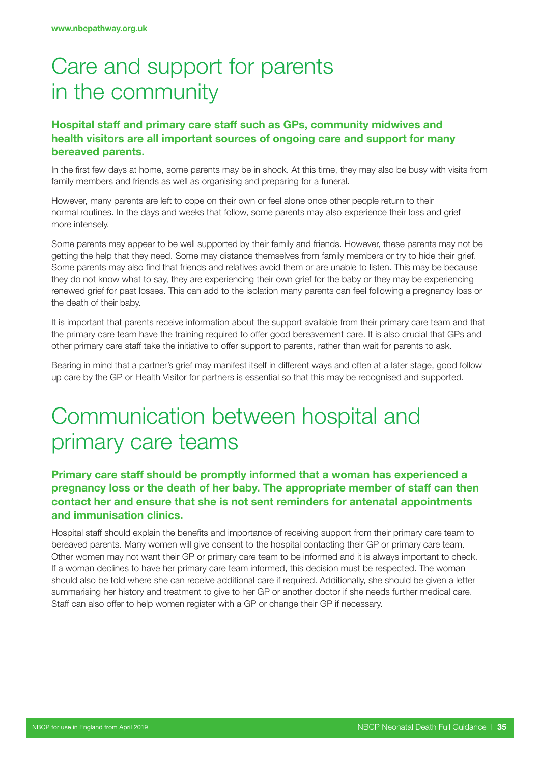# Care and support for parents in the community

**Hospital staff and primary care staff such as GPs, community midwives and health visitors are all important sources of ongoing care and support for many bereaved parents.**

In the first few days at home, some parents may be in shock. At this time, they may also be busy with visits from family members and friends as well as organising and preparing for a funeral.

However, many parents are left to cope on their own or feel alone once other people return to their normal routines. In the days and weeks that follow, some parents may also experience their loss and grief more intensely.

Some parents may appear to be well supported by their family and friends. However, these parents may not be getting the help that they need. Some may distance themselves from family members or try to hide their grief. Some parents may also find that friends and relatives avoid them or are unable to listen. This may be because they do not know what to say, they are experiencing their own grief for the baby or they may be experiencing renewed grief for past losses. This can add to the isolation many parents can feel following a pregnancy loss or the death of their baby.

It is important that parents receive information about the support available from their primary care team and that the primary care team have the training required to offer good bereavement care. It is also crucial that GPs and other primary care staff take the initiative to offer support to parents, rather than wait for parents to ask.

Bearing in mind that a partner's grief may manifest itself in different ways and often at a later stage, good follow up care by the GP or Health Visitor for partners is essential so that this may be recognised and supported.

# Communication between hospital and primary care teams

**Primary care staff should be promptly informed that a woman has experienced a pregnancy loss or the death of her baby. The appropriate member of staff can then contact her and ensure that she is not sent reminders for antenatal appointments and immunisation clinics.**

Hospital staff should explain the benefits and importance of receiving support from their primary care team to bereaved parents. Many women will give consent to the hospital contacting their GP or primary care team. Other women may not want their GP or primary care team to be informed and it is always important to check. If a woman declines to have her primary care team informed, this decision must be respected. The woman should also be told where she can receive additional care if required. Additionally, she should be given a letter summarising her history and treatment to give to her GP or another doctor if she needs further medical care. Staff can also offer to help women register with a GP or change their GP if necessary.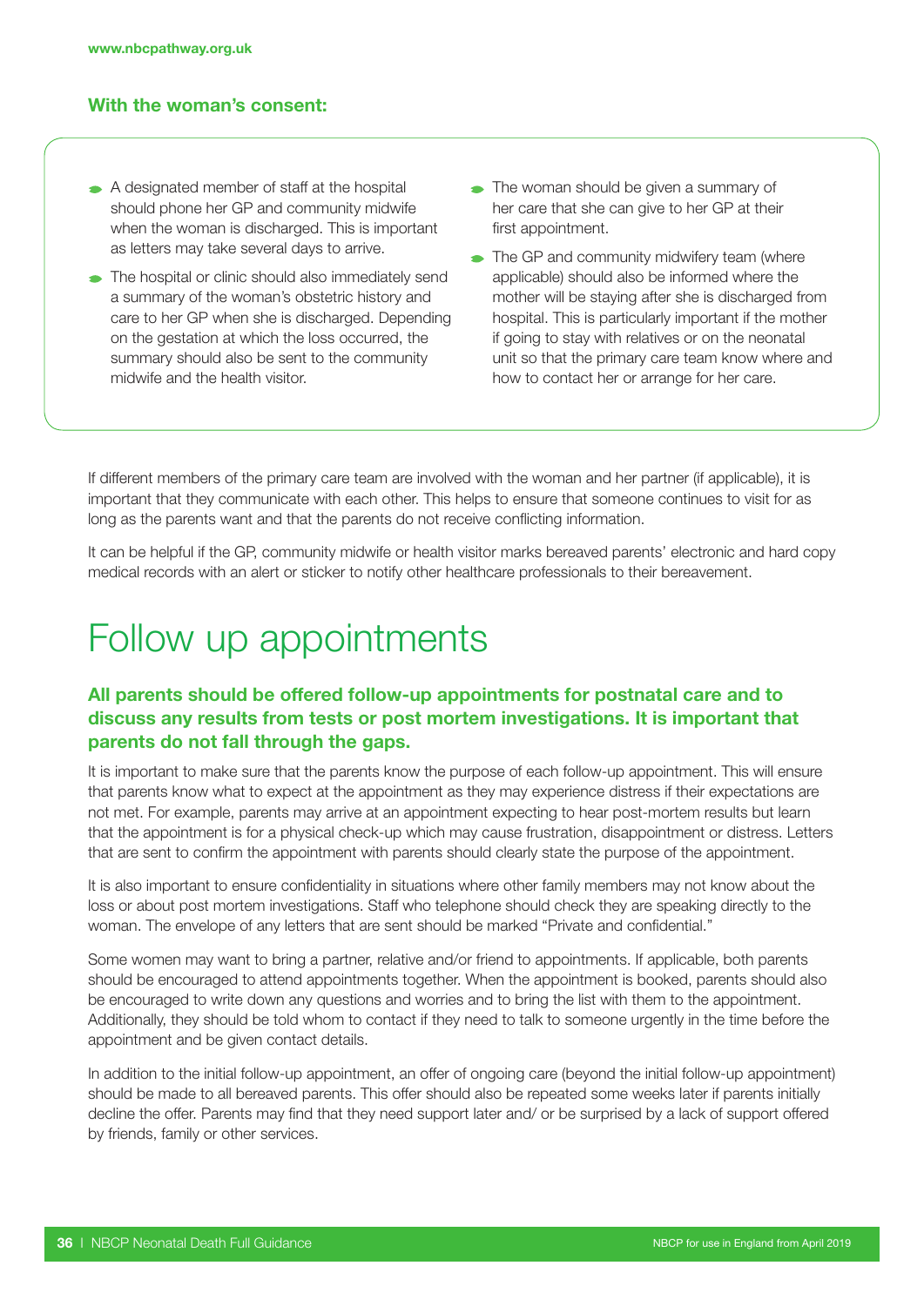**With the woman's consent:**

- A designated member of staff at the hospital should phone her GP and community midwife when the woman is discharged. This is important as letters may take several days to arrive.
- The hospital or clinic should also immediately send a summary of the woman's obstetric history and care to her GP when she is discharged. Depending on the gestation at which the loss occurred, the summary should also be sent to the community midwife and the health visitor.
- The woman should be given a summary of her care that she can give to her GP at their first appointment.
- The GP and community midwifery team (where applicable) should also be informed where the mother will be staying after she is discharged from hospital. This is particularly important if the mother if going to stay with relatives or on the neonatal unit so that the primary care team know where and how to contact her or arrange for her care.

If different members of the primary care team are involved with the woman and her partner (if applicable), it is important that they communicate with each other. This helps to ensure that someone continues to visit for as long as the parents want and that the parents do not receive conflicting information.

It can be helpful if the GP, community midwife or health visitor marks bereaved parents' electronic and hard copy medical records with an alert or sticker to notify other healthcare professionals to their bereavement.

# Follow up appointments

**All parents should be offered follow-up appointments for postnatal care and to discuss any results from tests or post mortem investigations. It is important that parents do not fall through the gaps.**

It is important to make sure that the parents know the purpose of each follow-up appointment. This will ensure that parents know what to expect at the appointment as they may experience distress if their expectations are not met. For example, parents may arrive at an appointment expecting to hear post-mortem results but learn that the appointment is for a physical check-up which may cause frustration, disappointment or distress. Letters that are sent to confirm the appointment with parents should clearly state the purpose of the appointment.

It is also important to ensure confidentiality in situations where other family members may not know about the loss or about post mortem investigations. Staff who telephone should check they are speaking directly to the woman. The envelope of any letters that are sent should be marked "Private and confidential."

Some women may want to bring a partner, relative and/or friend to appointments. If applicable, both parents should be encouraged to attend appointments together. When the appointment is booked, parents should also be encouraged to write down any questions and worries and to bring the list with them to the appointment. Additionally, they should be told whom to contact if they need to talk to someone urgently in the time before the appointment and be given contact details.

In addition to the initial follow-up appointment, an offer of ongoing care (beyond the initial follow-up appointment) should be made to all bereaved parents. This offer should also be repeated some weeks later if parents initially decline the offer. Parents may find that they need support later and/ or be surprised by a lack of support offered by friends, family or other services.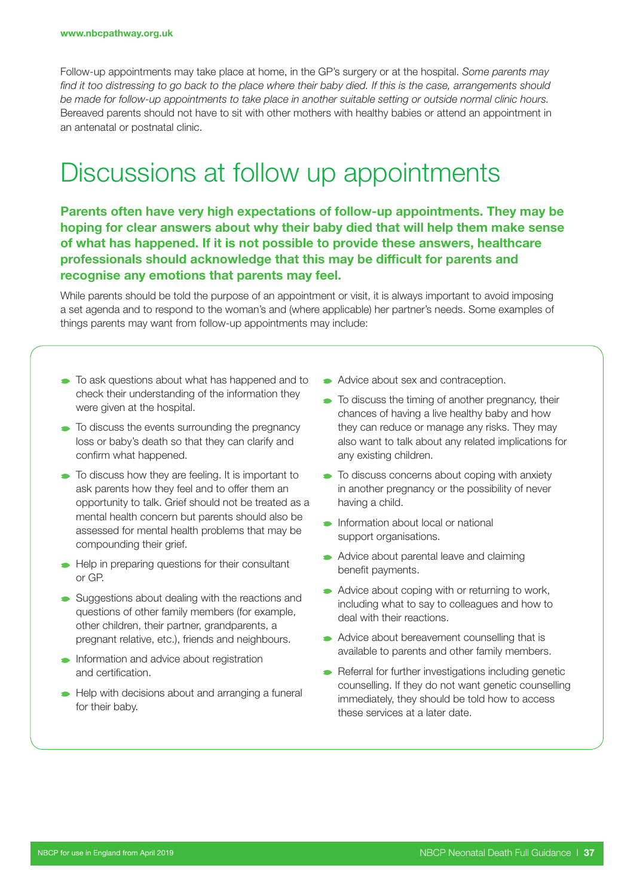Follow-up appointments may take place at home, in the GP's surgery or at the hospital. *Some parents may find it too distressing to go back to the place where their baby died. If this is the case, arrangements should be made for follow-up appointments to take place in another suitable setting or outside normal clinic hours.* Bereaved parents should not have to sit with other mothers with healthy babies or attend an appointment in an antenatal or postnatal clinic.

# Discussions at follow up appointments

**Parents often have very high expectations of follow-up appointments. They may be hoping for clear answers about why their baby died that will help them make sense of what has happened. If it is not possible to provide these answers, healthcare professionals should acknowledge that this may be difficult for parents and recognise any emotions that parents may feel.**

While parents should be told the purpose of an appointment or visit, it is always important to avoid imposing a set agenda and to respond to the woman's and (where applicable) her partner's needs. Some examples of things parents may want from follow-up appointments may include:

- To ask questions about what has happened and to check their understanding of the information they were given at the hospital.
- To discuss the events surrounding the pregnancy loss or baby's death so that they can clarify and confirm what happened.
- To discuss how they are feeling. It is important to ask parents how they feel and to offer them an opportunity to talk. Grief should not be treated as a mental health concern but parents should also be assessed for mental health problems that may be compounding their grief.
- Help in preparing questions for their consultant or GP.
- Suggestions about dealing with the reactions and questions of other family members (for example, other children, their partner, grandparents, a pregnant relative, etc.), friends and neighbours.
- Information and advice about registration and certification.
- Help with decisions about and arranging a funeral for their baby.
- Advice about sex and contraception.
- To discuss the timing of another pregnancy, their chances of having a live healthy baby and how they can reduce or manage any risks. They may also want to talk about any related implications for any existing children.
- To discuss concerns about coping with anxiety in another pregnancy or the possibility of never having a child.
- Information about local or national support organisations.
- Advice about parental leave and claiming benefit payments.
- Advice about coping with or returning to work, including what to say to colleagues and how to deal with their reactions.
- Advice about bereavement counselling that is available to parents and other family members.
- Referral for further investigations including genetic counselling. If they do not want genetic counselling immediately, they should be told how to access these services at a later date.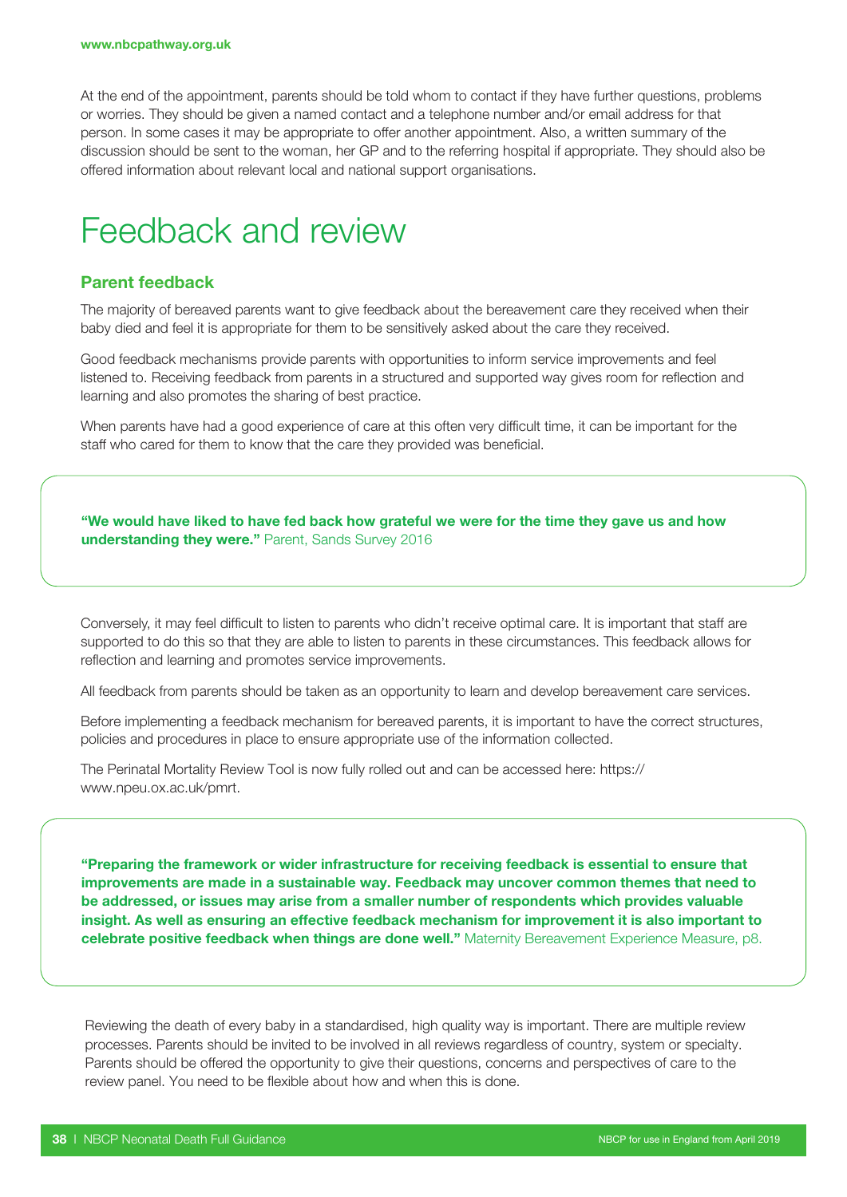At the end of the appointment, parents should be told whom to contact if they have further questions, problems or worries. They should be given a named contact and a telephone number and/or email address for that person. In some cases it may be appropriate to offer another appointment. Also, a written summary of the discussion should be sent to the woman, her GP and to the referring hospital if appropriate. They should also be offered information about relevant local and national support organisations.

# Feedback and review

## Parent feedback

The majority of bereaved parents want to give feedback about the bereavement care they received when their baby died and feel it is appropriate for them to be sensitively asked about the care they received.

Good feedback mechanisms provide parents with opportunities to inform service improvements and feel listened to. Receiving feedback from parents in a structured and supported way gives room for reflection and learning and also promotes the sharing of best practice.

When parents have had a good experience of care at this often very difficult time, it can be important for the staff who cared for them to know that the care they provided was beneficial.

> **"We would have liked to have fed back how grateful we were for the time they gave us and how understanding they were."** Parent, Sands Survey 2016

Conversely, it may feel difficult to listen to parents who didn't receive optimal care. It is important that staff are supported to do this so that they are able to listen to parents in these circumstances. This feedback allows for reflection and learning and promotes service improvements.

All feedback from parents should be taken as an opportunity to learn and develop bereavement care services.

Before implementing a feedback mechanism for bereaved parents, it is important to have the correct structures, policies and procedures in place to ensure appropriate use of the information collected.

The Perinatal Mortality Review Tool is now fully rolled out and can be accessed here: https://www.npeu.ox.ac.uk/pmrt.

> **"Preparing the framework or wider infrastructure for receiving feedback is essential to ensure that improvements are made in a sustainable way. Feedback may uncover common themes that need to be addressed, or issues may arise from a smaller number of respondents which provides valuable insight. As well as ensuring an effective feedback mechanism for improvement it is also important to celebrate positive feedback when things are done well."** Maternity Bereavement Experience Measure, p8.

Reviewing the death of every baby in a standardised, high quality way is important. There are multiple review processes. Parents should be invited to be involved in all reviews regardless of country, system or specialty. Parents should be offered the opportunity to give their questions, concerns and perspectives of care to the review panel. You need to be flexible about how and when this is done.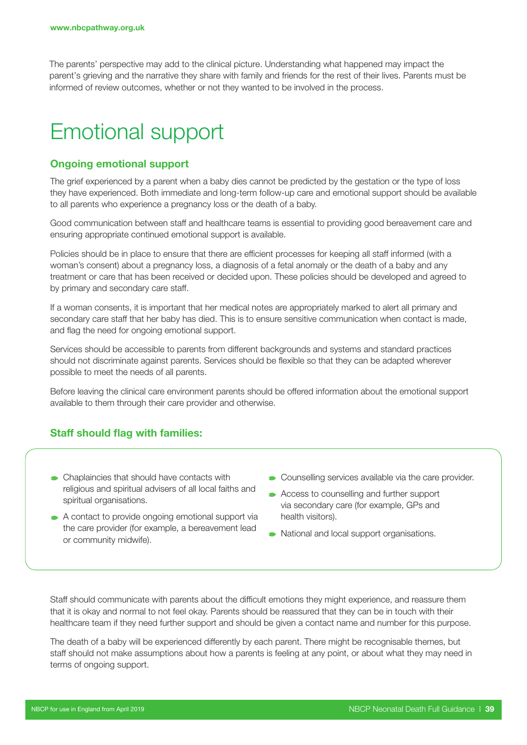The parents' perspective may add to the clinical picture. Understanding what happened may impact the parent's grieving and the narrative they share with family and friends for the rest of their lives. Parents must be informed of review outcomes, whether or not they wanted to be involved in the process.

# Emotional support

## Ongoing emotional support

The grief experienced by a parent when a baby dies cannot be predicted by the gestation or the type of loss they have experienced. Both immediate and long-term follow-up care and emotional support should be available to all parents who experience a pregnancy loss or the death of a baby.

Good communication between staff and healthcare teams is essential to providing good bereavement care and ensuring appropriate continued emotional support is available.

Policies should be in place to ensure that there are efficient processes for keeping all staff informed (with a woman's consent) about a pregnancy loss, a diagnosis of a fetal anomaly or the death of a baby and any treatment or care that has been received or decided upon. These policies should be developed and agreed to by primary and secondary care staff.

If a woman consents, it is important that her medical notes are appropriately marked to alert all primary and secondary care staff that her baby has died. This is to ensure sensitive communication when contact is made, and flag the need for ongoing emotional support.

Services should be accessible to parents from different backgrounds and systems and standard practices should not discriminate against parents. Services should be flexible so that they can be adapted wherever possible to meet the needs of all parents.

Before leaving the clinical care environment parents should be offered information about the emotional support available to them through their care provider and otherwise.

## Staff should flag with families:

- Chaplaincies that should have contacts with religious and spiritual advisers of all local faiths and spiritual organisations.
- A contact to provide ongoing emotional support via the care provider (for example, a bereavement lead or community midwife).
- Counselling services available via the care provider.
- Access to counselling and further support via secondary care (for example, GPs and health visitors).
- National and local support organisations.

Staff should communicate with parents about the difficult emotions they might experience, and reassure them that it is okay and normal to not feel okay. Parents should be reassured that they can be in touch with their healthcare team if they need further support and should be given a contact name and number for this purpose.

The death of a baby will be experienced differently by each parent. There might be recognisable themes, but staff should not make assumptions about how a parents is feeling at any point, or about what they may need in terms of ongoing support.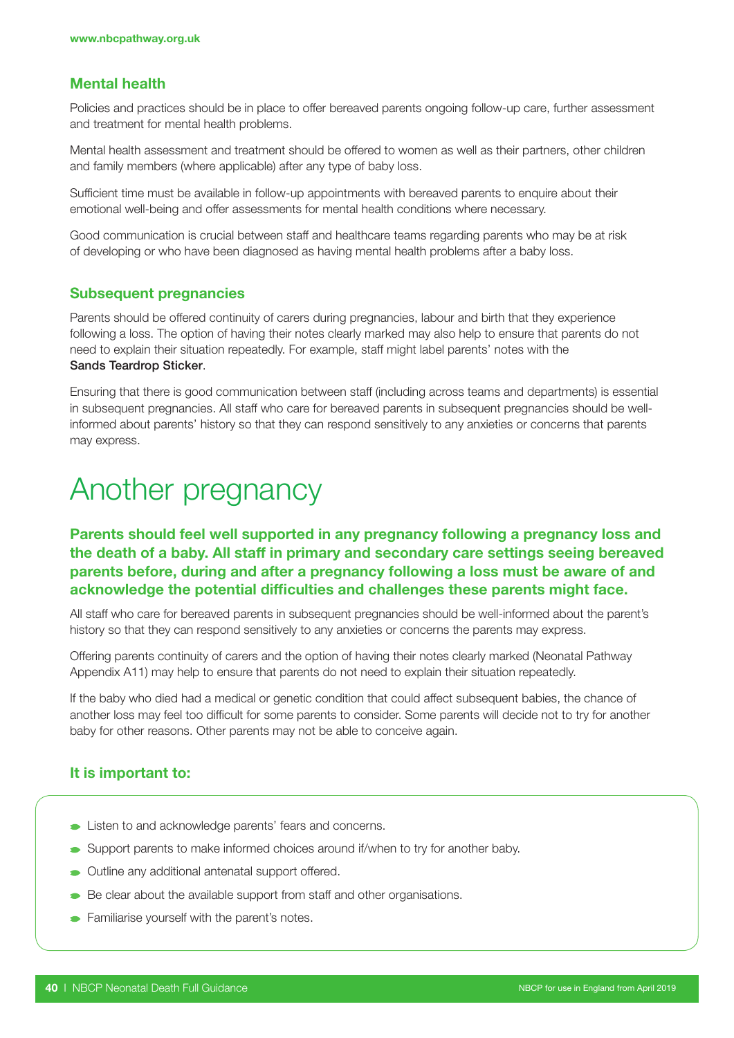### Mental health

Policies and practices should be in place to offer bereaved parents ongoing follow-up care, further assessment and treatment for mental health problems.

Mental health assessment and treatment should be offered to women as well as their partners, other children and family members (where applicable) after any type of baby loss.

Sufficient time must be available in follow-up appointments with bereaved parents to enquire about their emotional well-being and offer assessments for mental health conditions where necessary.

Good communication is crucial between staff and healthcare teams regarding parents who may be at risk of developing or who have been diagnosed as having mental health problems after a baby loss.

### Subsequent pregnancies

Parents should be offered continuity of carers during pregnancies, labour and birth that they experience following a loss. The option of having their notes clearly marked may also help to ensure that parents do not need to explain their situation repeatedly. For example, staff might label parents' notes with the **Sands Teardrop Sticker**.

Ensuring that there is good communication between staff (including across teams and departments) is essential in subsequent pregnancies. All staff who care for bereaved parents in subsequent pregnancies should be well-informed about parents' history so that they can respond sensitively to any anxieties or concerns that parents may express.

# Another pregnancy

**Parents should feel well supported in any pregnancy following a pregnancy loss and the death of a baby. All staff in primary and secondary care settings seeing bereaved parents before, during and after a pregnancy following a loss must be aware of and acknowledge the potential difficulties and challenges these parents might face.**

All staff who care for bereaved parents in subsequent pregnancies should be well-informed about the parent's history so that they can respond sensitively to any anxieties or concerns the parents may express.

Offering parents continuity of carers and the option of having their notes clearly marked (Neonatal Pathway Appendix A11) may help to ensure that parents do not need to explain their situation repeatedly.

If the baby who died had a medical or genetic condition that could affect subsequent babies, the chance of another loss may feel too difficult for some parents to consider. Some parents will decide not to try for another baby for other reasons. Other parents may not be able to conceive again.

### It is important to:

- Listen to and acknowledge parents' fears and concerns.
- Support parents to make informed choices around if/when to try for another baby.
- Outline any additional antenatal support offered.
- Be clear about the available support from staff and other organisations.
- Familiarise yourself with the parent's notes.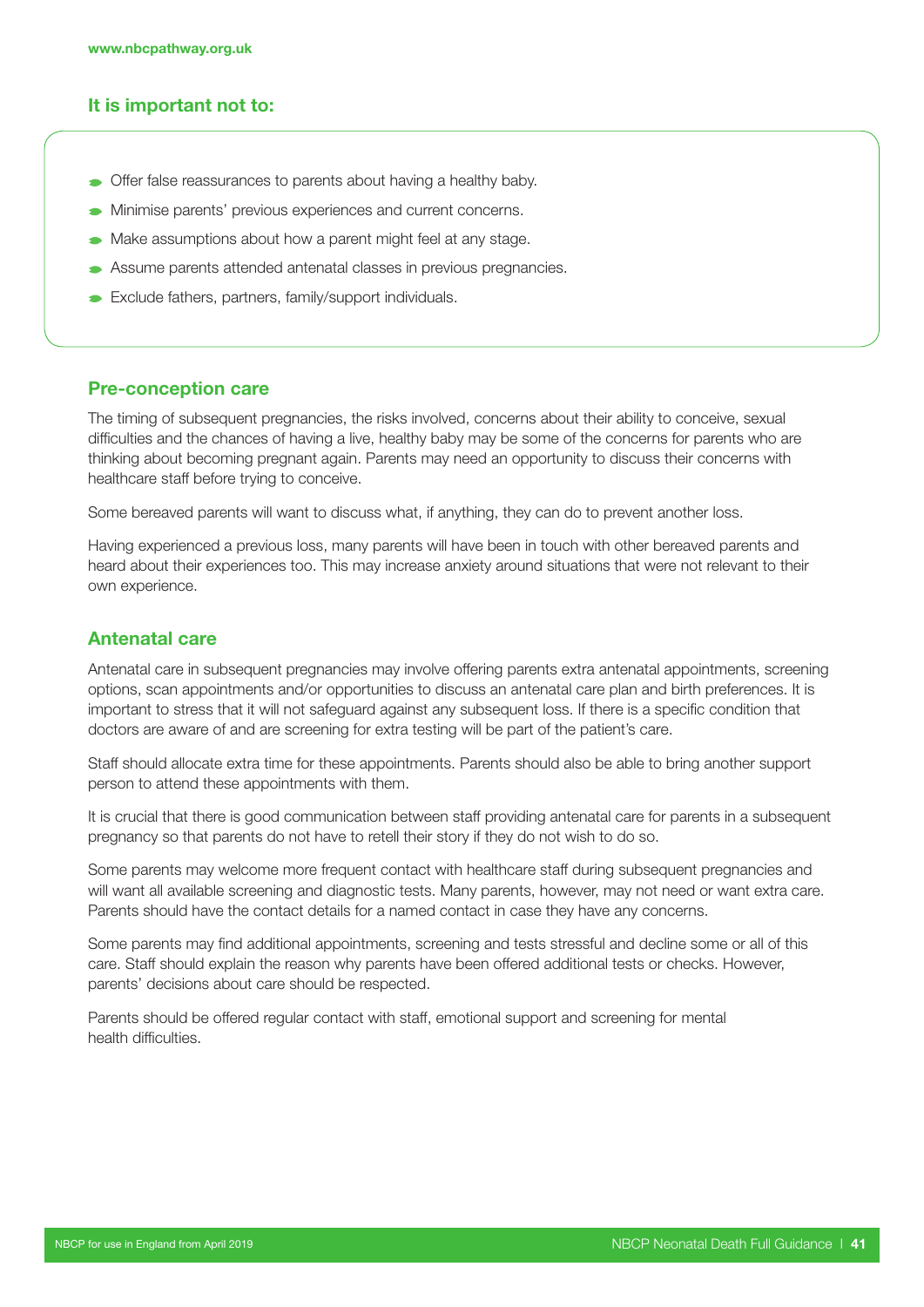### It is important not to:

- Offer false reassurances to parents about having a healthy baby.
- Minimise parents' previous experiences and current concerns.
- Make assumptions about how a parent might feel at any stage.
- Assume parents attended antenatal classes in previous pregnancies.
- Exclude fathers, partners, family/support individuals.

### Pre-conception care

The timing of subsequent pregnancies, the risks involved, concerns about their ability to conceive, sexual difficulties and the chances of having a live, healthy baby may be some of the concerns for parents who are thinking about becoming pregnant again. Parents may need an opportunity to discuss their concerns with healthcare staff before trying to conceive.

Some bereaved parents will want to discuss what, if anything, they can do to prevent another loss.

Having experienced a previous loss, many parents will have been in touch with other bereaved parents and heard about their experiences too. This may increase anxiety around situations that were not relevant to their own experience.

### Antenatal care

Antenatal care in subsequent pregnancies may involve offering parents extra antenatal appointments, screening options, scan appointments and/or opportunities to discuss an antenatal care plan and birth preferences. It is important to stress that it will not safeguard against any subsequent loss. If there is a specific condition that doctors are aware of and are screening for extra testing will be part of the patient's care.

Staff should allocate extra time for these appointments. Parents should also be able to bring another support person to attend these appointments with them.

It is crucial that there is good communication between staff providing antenatal care for parents in a subsequent pregnancy so that parents do not have to retell their story if they do not wish to do so.

Some parents may welcome more frequent contact with healthcare staff during subsequent pregnancies and will want all available screening and diagnostic tests. Many parents, however, may not need or want extra care. Parents should have the contact details for a named contact in case they have any concerns.

Some parents may find additional appointments, screening and tests stressful and decline some or all of this care. Staff should explain the reason why parents have been offered additional tests or checks. However, parents' decisions about care should be respected.

Parents should be offered regular contact with staff, emotional support and screening for mental health difficulties.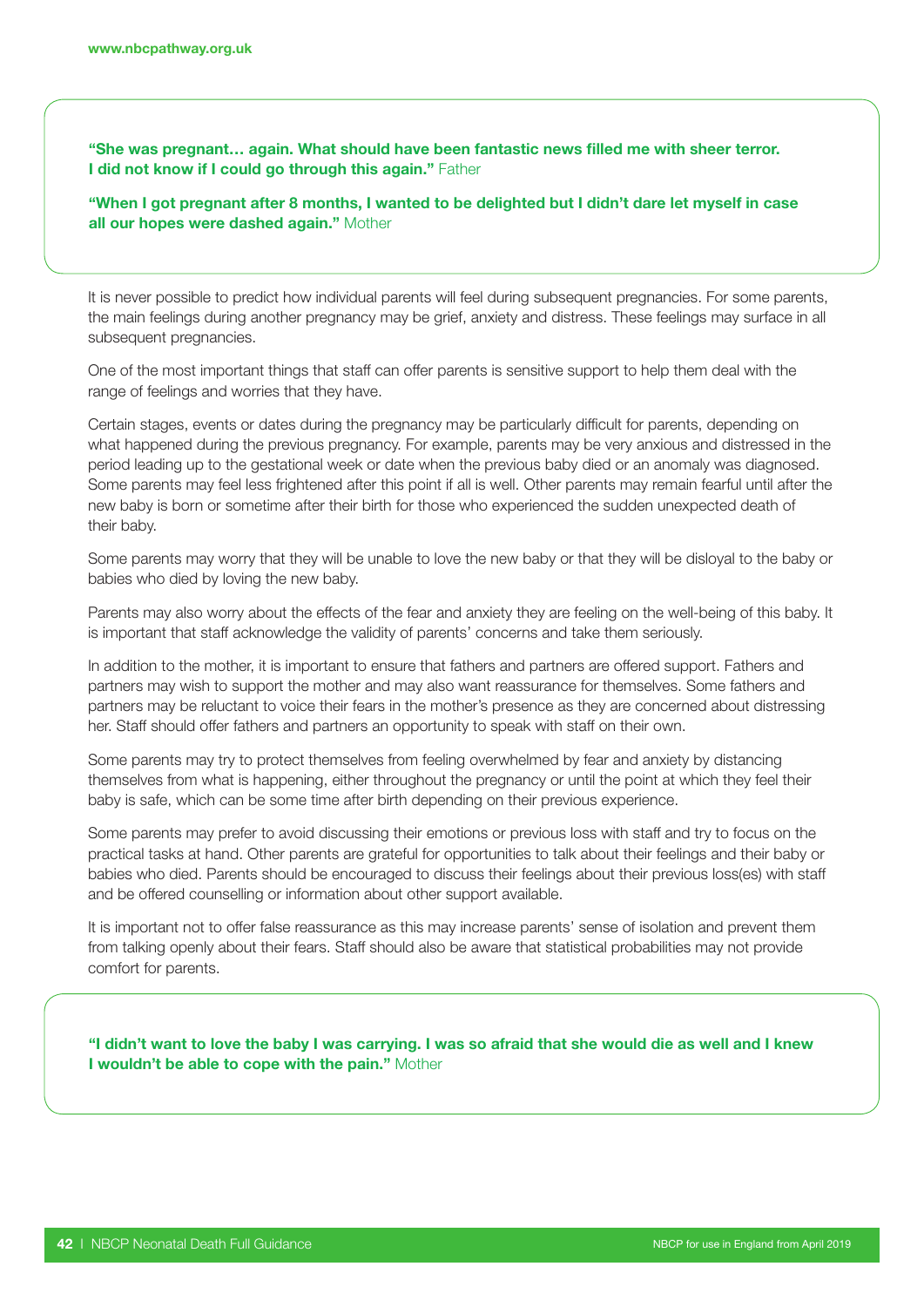**"She was pregnant… again. What should have been fantastic news filled me with sheer terror. I did not know if I could go through this again."** Father

**"When I got pregnant after 8 months, I wanted to be delighted but I didn't dare let myself in case all our hopes were dashed again."** Mother

It is never possible to predict how individual parents will feel during subsequent pregnancies. For some parents, the main feelings during another pregnancy may be grief, anxiety and distress. These feelings may surface in all subsequent pregnancies.

One of the most important things that staff can offer parents is sensitive support to help them deal with the range of feelings and worries that they have.

Certain stages, events or dates during the pregnancy may be particularly difficult for parents, depending on what happened during the previous pregnancy. For example, parents may be very anxious and distressed in the period leading up to the gestational week or date when the previous baby died or an anomaly was diagnosed. Some parents may feel less frightened after this point if all is well. Other parents may remain fearful until after the new baby is born or sometime after their birth for those who experienced the sudden unexpected death of their baby.

Some parents may worry that they will be unable to love the new baby or that they will be disloyal to the baby or babies who died by loving the new baby.

Parents may also worry about the effects of the fear and anxiety they are feeling on the well-being of this baby. It is important that staff acknowledge the validity of parents' concerns and take them seriously.

In addition to the mother, it is important to ensure that fathers and partners are offered support. Fathers and partners may wish to support the mother and may also want reassurance for themselves. Some fathers and partners may be reluctant to voice their fears in the mother's presence as they are concerned about distressing her. Staff should offer fathers and partners an opportunity to speak with staff on their own.

Some parents may try to protect themselves from feeling overwhelmed by fear and anxiety by distancing themselves from what is happening, either throughout the pregnancy or until the point at which they feel their baby is safe, which can be some time after birth depending on their previous experience.

Some parents may prefer to avoid discussing their emotions or previous loss with staff and try to focus on the practical tasks at hand. Other parents are grateful for opportunities to talk about their feelings and their baby or babies who died. Parents should be encouraged to discuss their feelings about their previous loss(es) with staff and be offered counselling or information about other support available.

It is important not to offer false reassurance as this may increase parents' sense of isolation and prevent them from talking openly about their fears. Staff should also be aware that statistical probabilities may not provide comfort for parents.

**"I didn't want to love the baby I was carrying. I was so afraid that she would die as well and I knew I wouldn't be able to cope with the pain."** Mother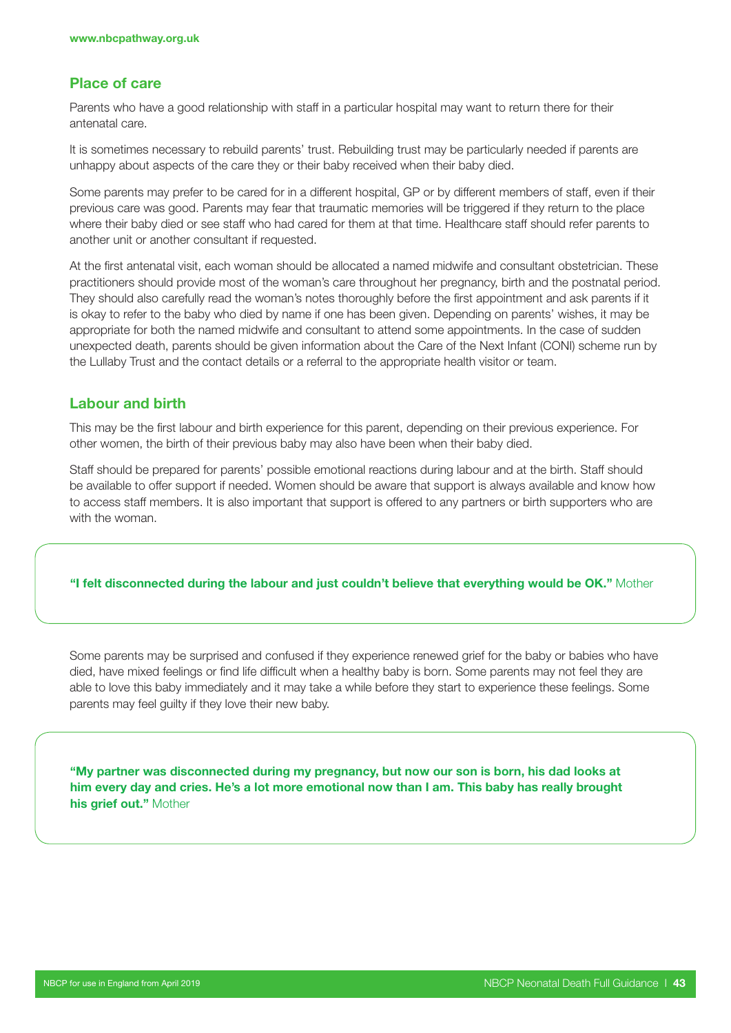## Place of care

Parents who have a good relationship with staff in a particular hospital may want to return there for their antenatal care.

It is sometimes necessary to rebuild parents' trust. Rebuilding trust may be particularly needed if parents are unhappy about aspects of the care they or their baby received when their baby died.

Some parents may prefer to be cared for in a different hospital, GP or by different members of staff, even if their previous care was good. Parents may fear that traumatic memories will be triggered if they return to the place where their baby died or see staff who had cared for them at that time. Healthcare staff should refer parents to another unit or another consultant if requested.

At the first antenatal visit, each woman should be allocated a named midwife and consultant obstetrician. These practitioners should provide most of the woman's care throughout her pregnancy, birth and the postnatal period. They should also carefully read the woman's notes thoroughly before the first appointment and ask parents if it is okay to refer to the baby who died by name if one has been given. Depending on parents' wishes, it may be appropriate for both the named midwife and consultant to attend some appointments. In the case of sudden unexpected death, parents should be given information about the Care of the Next Infant (CONI) scheme run by the Lullaby Trust and the contact details or a referral to the appropriate health visitor or team.

## Labour and birth

This may be the first labour and birth experience for this parent, depending on their previous experience. For other women, the birth of their previous baby may also have been when their baby died.

Staff should be prepared for parents' possible emotional reactions during labour and at the birth. Staff should be available to offer support if needed. Women should be aware that support is always available and know how to access staff members. It is also important that support is offered to any partners or birth supporters who are with the woman.

> **"I felt disconnected during the labour and just couldn't believe that everything would be OK."** Mother

Some parents may be surprised and confused if they experience renewed grief for the baby or babies who have died, have mixed feelings or find life difficult when a healthy baby is born. Some parents may not feel they are able to love this baby immediately and it may take a while before they start to experience these feelings. Some parents may feel guilty if they love their new baby.

> **"My partner was disconnected during my pregnancy, but now our son is born, his dad looks at him every day and cries. He's a lot more emotional now than I am. This baby has really brought his grief out."** Mother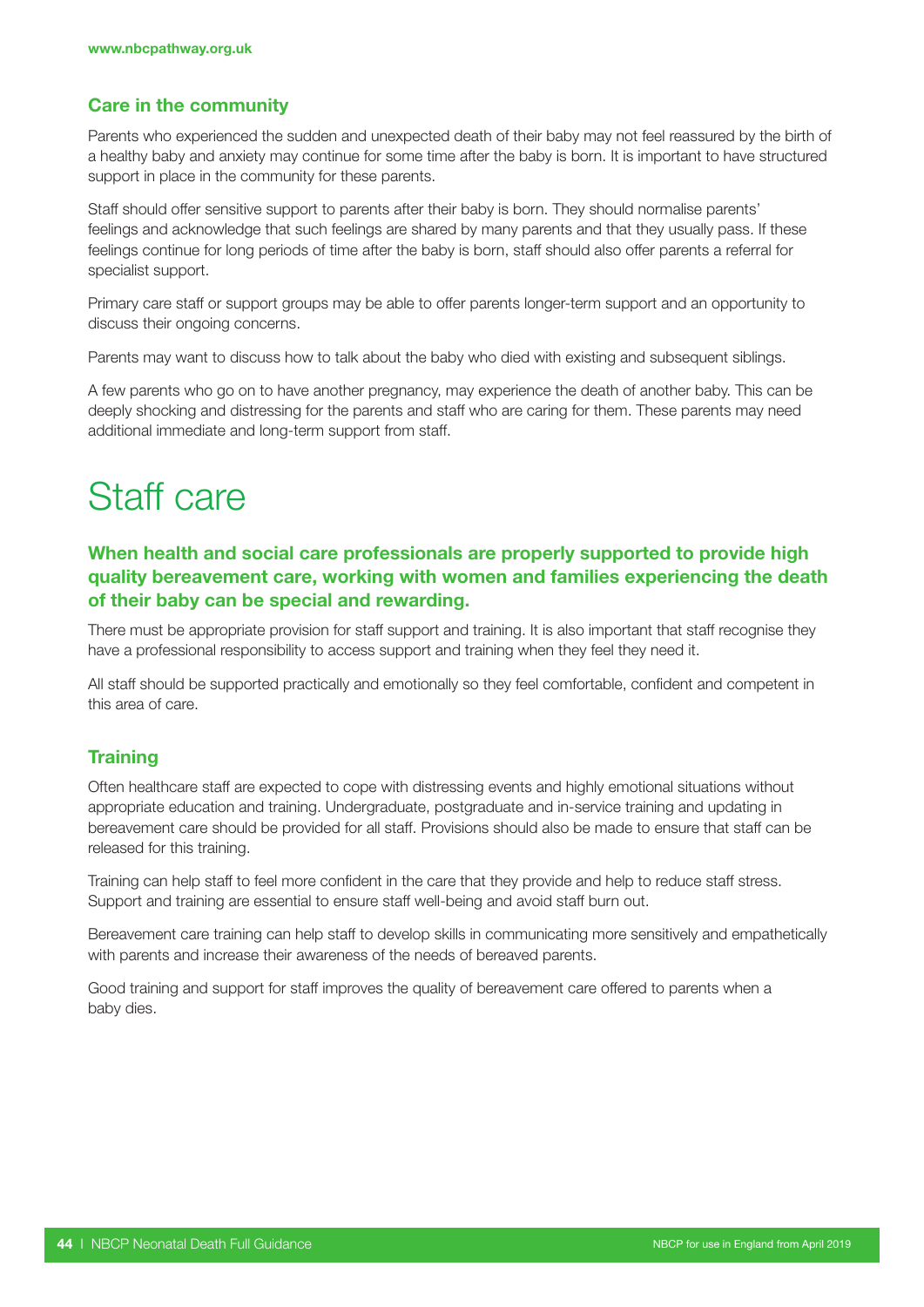### Care in the community

Parents who experienced the sudden and unexpected death of their baby may not feel reassured by the birth of a healthy baby and anxiety may continue for some time after the baby is born. It is important to have structured support in place in the community for these parents.

Staff should offer sensitive support to parents after their baby is born. They should normalise parents' feelings and acknowledge that such feelings are shared by many parents and that they usually pass. If these feelings continue for long periods of time after the baby is born, staff should also offer parents a referral for specialist support.

Primary care staff or support groups may be able to offer parents longer-term support and an opportunity to discuss their ongoing concerns.

Parents may want to discuss how to talk about the baby who died with existing and subsequent siblings.

A few parents who go on to have another pregnancy, may experience the death of another baby. This can be deeply shocking and distressing for the parents and staff who are caring for them. These parents may need additional immediate and long-term support from staff.

# Staff care

**When health and social care professionals are properly supported to provide high quality bereavement care, working with women and families experiencing the death of their baby can be special and rewarding.**

There must be appropriate provision for staff support and training. It is also important that staff recognise they have a professional responsibility to access support and training when they feel they need it.

All staff should be supported practically and emotionally so they feel comfortable, confident and competent in this area of care.

### Training

Often healthcare staff are expected to cope with distressing events and highly emotional situations without appropriate education and training. Undergraduate, postgraduate and in-service training and updating in bereavement care should be provided for all staff. Provisions should also be made to ensure that staff can be released for this training.

Training can help staff to feel more confident in the care that they provide and help to reduce staff stress. Support and training are essential to ensure staff well-being and avoid staff burn out.

Bereavement care training can help staff to develop skills in communicating more sensitively and empathetically with parents and increase their awareness of the needs of bereaved parents.

Good training and support for staff improves the quality of bereavement care offered to parents when a baby dies.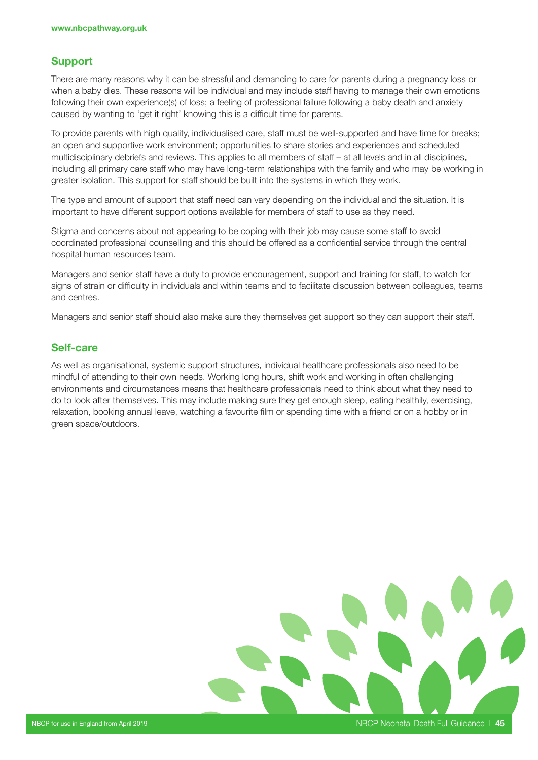## Support

There are many reasons why it can be stressful and demanding to care for parents during a pregnancy loss or when a baby dies. These reasons will be individual and may include staff having to manage their own emotions following their own experience(s) of loss; a feeling of professional failure following a baby death and anxiety caused by wanting to 'get it right' knowing this is a difficult time for parents.

To provide parents with high quality, individualised care, staff must be well-supported and have time for breaks; an open and supportive work environment; opportunities to share stories and experiences and scheduled multidisciplinary debriefs and reviews. This applies to all members of staff – at all levels and in all disciplines, including all primary care staff who may have long-term relationships with the family and who may be working in greater isolation. This support for staff should be built into the systems in which they work.

The type and amount of support that staff need can vary depending on the individual and the situation. It is important to have different support options available for members of staff to use as they need.

Stigma and concerns about not appearing to be coping with their job may cause some staff to avoid coordinated professional counselling and this should be offered as a confidential service through the central hospital human resources team.

Managers and senior staff have a duty to provide encouragement, support and training for staff, to watch for signs of strain or difficulty in individuals and within teams and to facilitate discussion between colleagues, teams and centres.

Managers and senior staff should also make sure they themselves get support so they can support their staff.

## Self-care

As well as organisational, systemic support structures, individual healthcare professionals also need to be mindful of attending to their own needs. Working long hours, shift work and working in often challenging environments and circumstances means that healthcare professionals need to think about what they need to do to look after themselves. This may include making sure they get enough sleep, eating healthily, exercising, relaxation, booking annual leave, watching a favourite film or spending time with a friend or on a hobby or in green space/outdoors.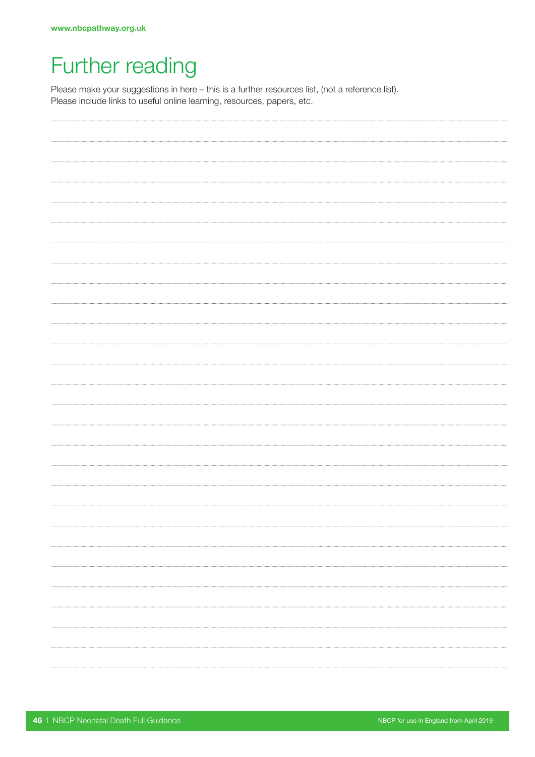# Further reading

Please make your suggestions in here – this is a further resources list, (not a reference list).
Please include links to useful online learning, resources, papers, etc.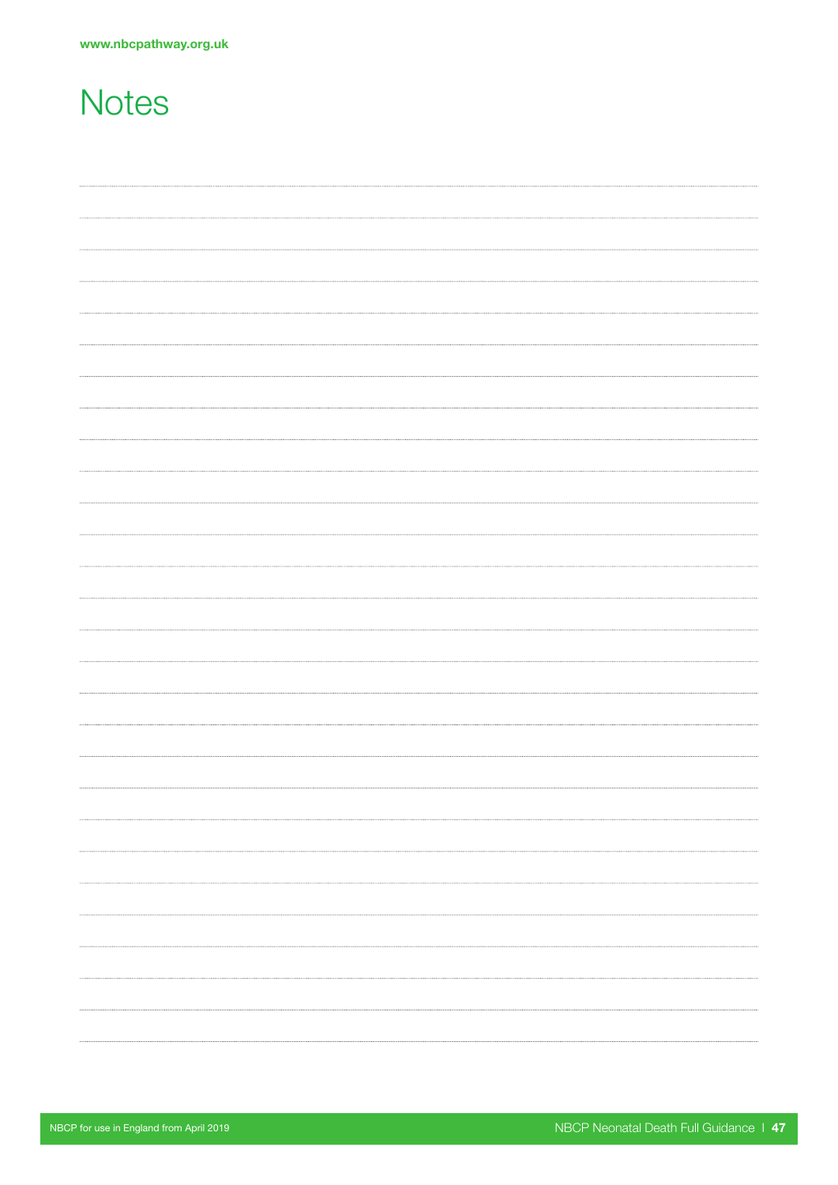# Notes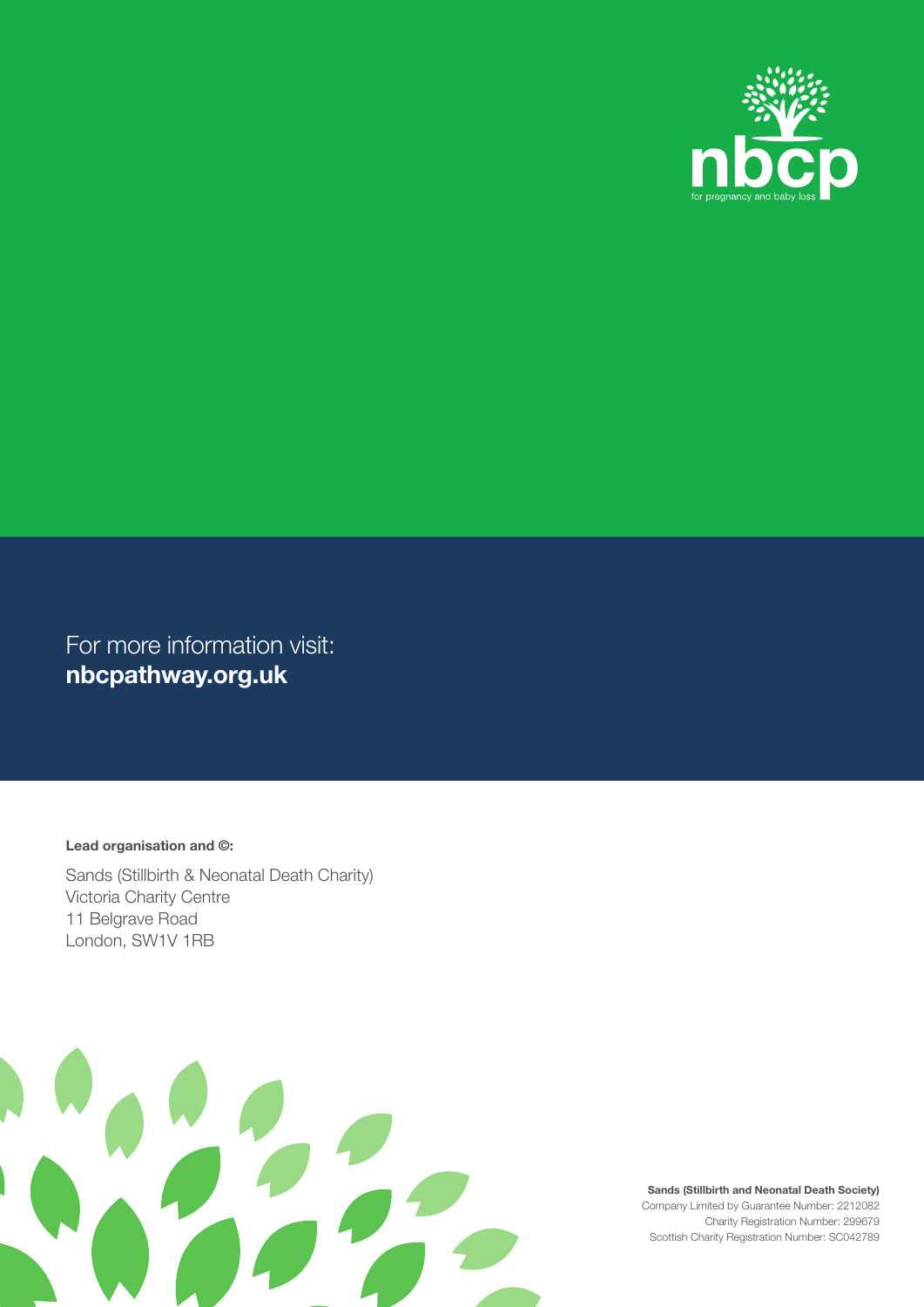nbcp

for pregnancy and baby loss

For more information visit:
**nbcpathway.org.uk**

**Lead organisation and ©:**

Sands (Stillbirth & Neonatal Death Charity)
Victoria Charity Centre
11 Belgrave Road
London, SW1V 1RB

**Sands (Stillbirth and Neonatal Death Society)**
Company Limited by Guarantee Number: 2212082
Charity Registration Number: 299679
Scottish Charity Registration Number: SC042789